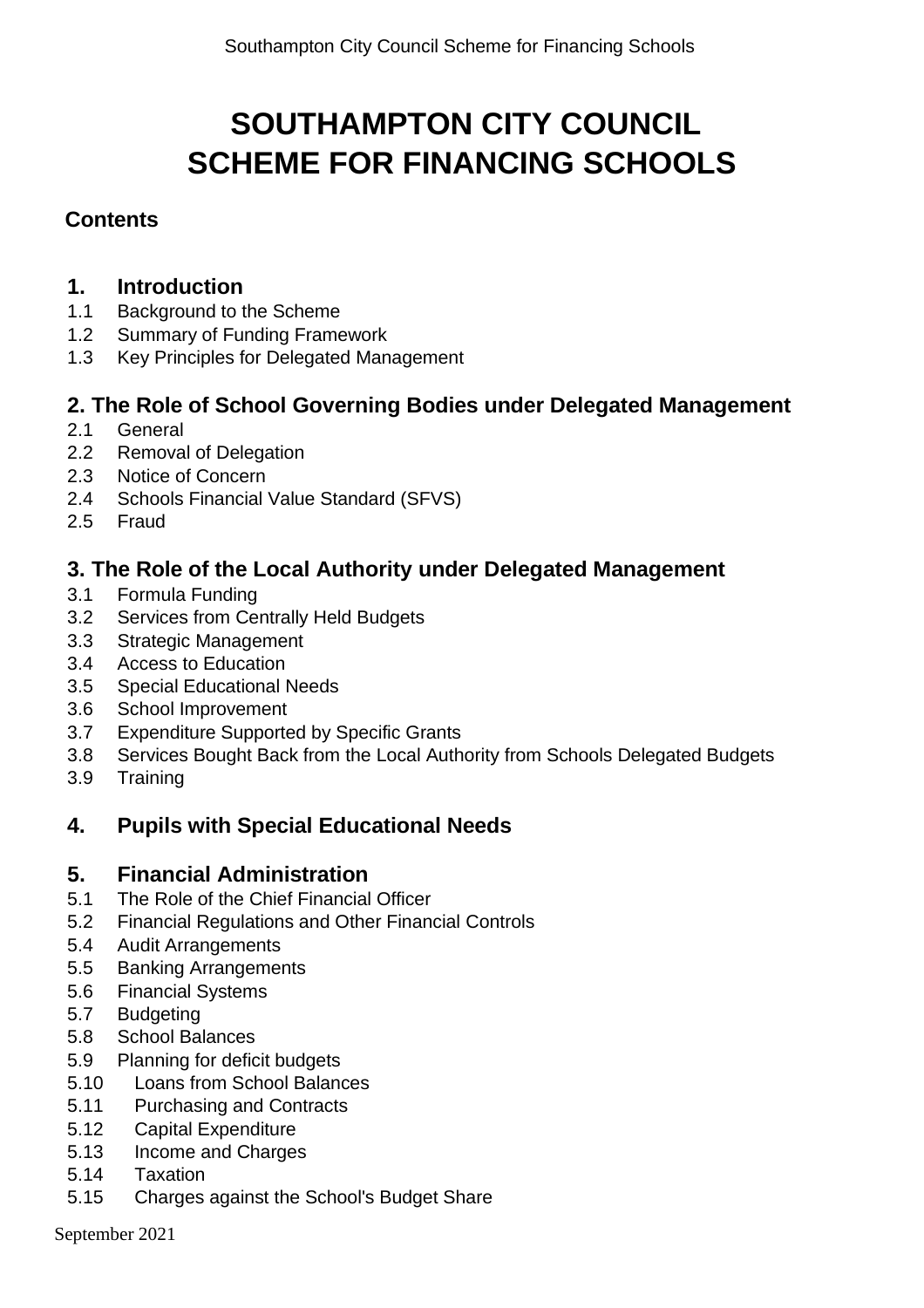# SOUTHAMPTON CITY COUNCIL
# SCHEME FOR FINANCING SCHOOLS

**Contents**

## 1. Introduction

1.1 Background to the Scheme
1.2 Summary of Funding Framework
1.3 Key Principles for Delegated Management

## 2. The Role of School Governing Bodies under Delegated Management

2.1 General
2.2 Removal of Delegation
2.3 Notice of Concern
2.4 Schools Financial Value Standard (SFVS)
2.5 Fraud

## 3. The Role of the Local Authority under Delegated Management

3.1 Formula Funding
3.2 Services from Centrally Held Budgets
3.3 Strategic Management
3.4 Access to Education
3.5 Special Educational Needs
3.6 School Improvement
3.7 Expenditure Supported by Specific Grants
3.8 Services Bought Back from the Local Authority from Schools Delegated Budgets
3.9 Training

## 4. Pupils with Special Educational Needs

## 5. Financial Administration

5.1 The Role of the Chief Financial Officer
5.2 Financial Regulations and Other Financial Controls
5.4 Audit Arrangements
5.5 Banking Arrangements
5.6 Financial Systems
5.7 Budgeting
5.8 School Balances
5.9 Planning for deficit budgets
5.10 Loans from School Balances
5.11 Purchasing and Contracts
5.12 Capital Expenditure
5.13 Income and Charges
5.14 Taxation
5.15 Charges against the School's Budget Share

September 2021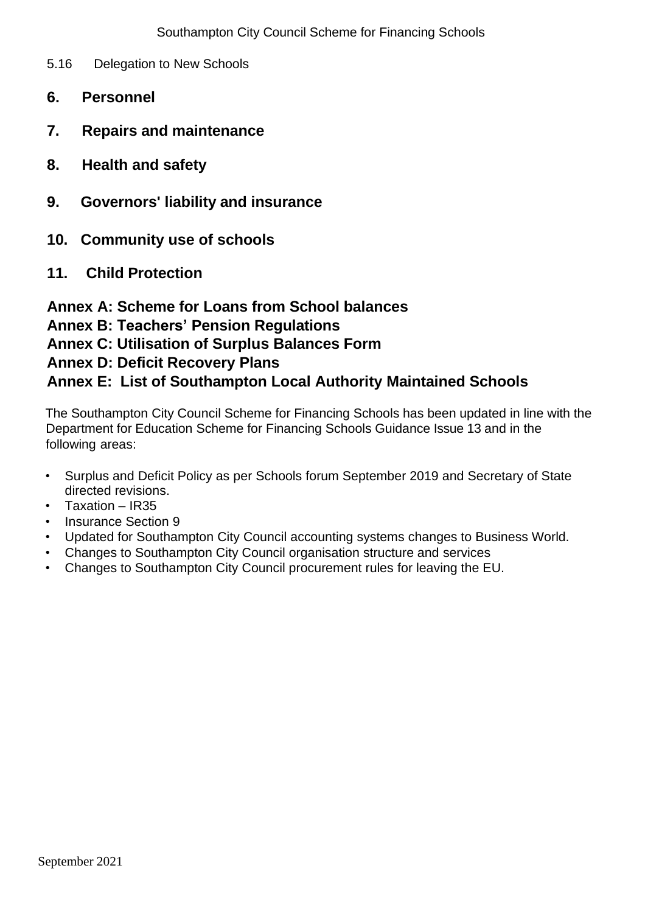5.16 Delegation to New Schools

## 6. Personnel

## 7. Repairs and maintenance

## 8. Health and safety

## 9. Governors' liability and insurance

## 10. Community use of schools

## 11. Child Protection

## Annex A: Scheme for Loans from School balances
## Annex B: Teachers' Pension Regulations
## Annex C: Utilisation of Surplus Balances Form
## Annex D: Deficit Recovery Plans
## Annex E: List of Southampton Local Authority Maintained Schools

The Southampton City Council Scheme for Financing Schools has been updated in line with the Department for Education Scheme for Financing Schools Guidance Issue 13 and in the following areas:

- Surplus and Deficit Policy as per Schools forum September 2019 and Secretary of State directed revisions.
- Taxation – IR35
- Insurance Section 9
- Updated for Southampton City Council accounting systems changes to Business World.
- Changes to Southampton City Council organisation structure and services
- Changes to Southampton City Council procurement rules for leaving the EU.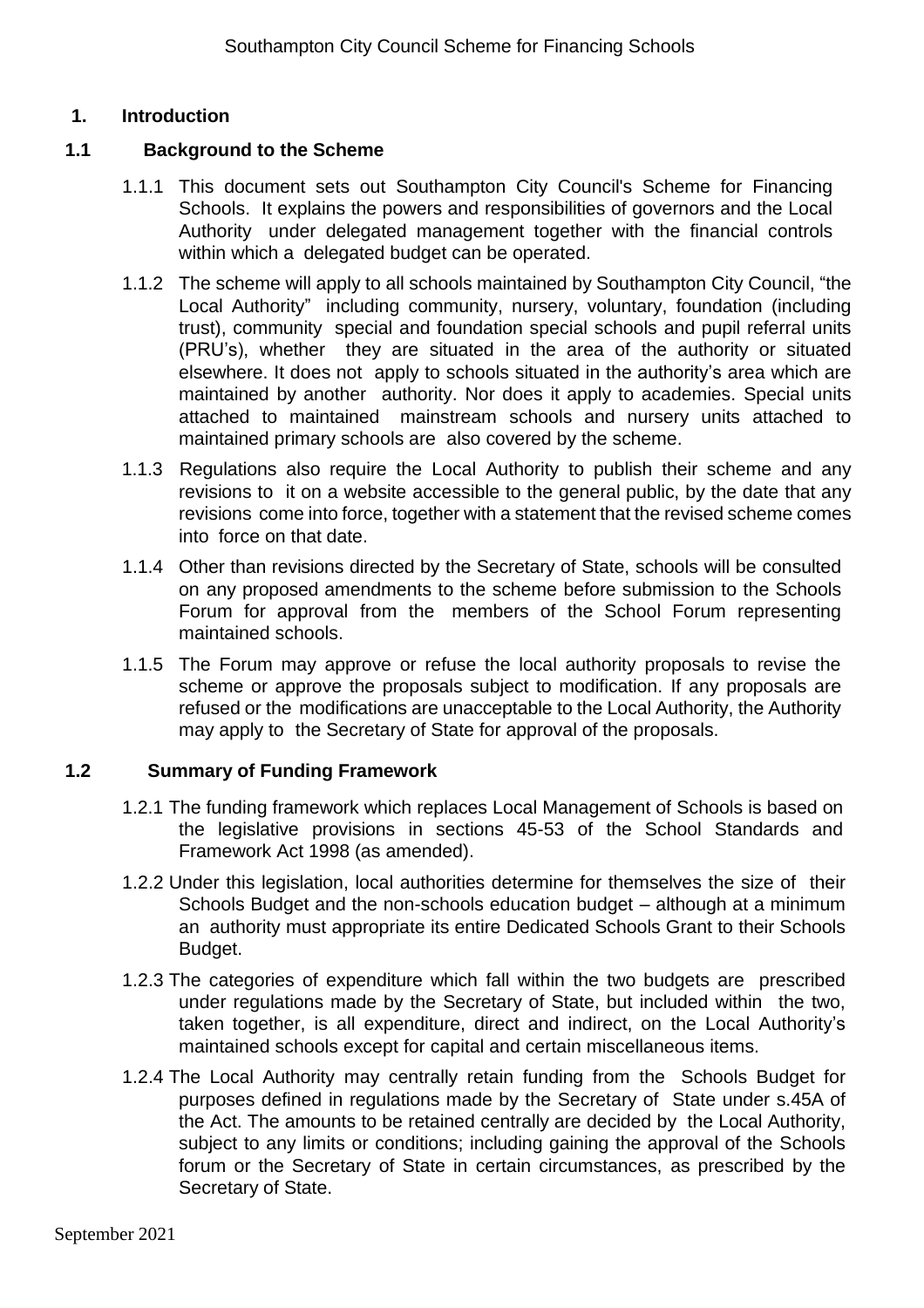## 1. Introduction

### 1.1 Background to the Scheme

1.1.1 This document sets out Southampton City Council's Scheme for Financing Schools. It explains the powers and responsibilities of governors and the Local Authority under delegated management together with the financial controls within which a delegated budget can be operated.

1.1.2 The scheme will apply to all schools maintained by Southampton City Council, "the Local Authority" including community, nursery, voluntary, foundation (including trust), community special and foundation special schools and pupil referral units (PRU's), whether they are situated in the area of the authority or situated elsewhere. It does not apply to schools situated in the authority's area which are maintained by another authority. Nor does it apply to academies. Special units attached to maintained mainstream schools and nursery units attached to maintained primary schools are also covered by the scheme.

1.1.3 Regulations also require the Local Authority to publish their scheme and any revisions to it on a website accessible to the general public, by the date that any revisions come into force, together with a statement that the revised scheme comes into force on that date.

1.1.4 Other than revisions directed by the Secretary of State, schools will be consulted on any proposed amendments to the scheme before submission to the Schools Forum for approval from the members of the School Forum representing maintained schools.

1.1.5 The Forum may approve or refuse the local authority proposals to revise the scheme or approve the proposals subject to modification. If any proposals are refused or the modifications are unacceptable to the Local Authority, the Authority may apply to the Secretary of State for approval of the proposals.

### 1.2 Summary of Funding Framework

1.2.1 The funding framework which replaces Local Management of Schools is based on the legislative provisions in sections 45-53 of the School Standards and Framework Act 1998 (as amended).

1.2.2 Under this legislation, local authorities determine for themselves the size of their Schools Budget and the non-schools education budget – although at a minimum an authority must appropriate its entire Dedicated Schools Grant to their Schools Budget.

1.2.3 The categories of expenditure which fall within the two budgets are prescribed under regulations made by the Secretary of State, but included within the two, taken together, is all expenditure, direct and indirect, on the Local Authority's maintained schools except for capital and certain miscellaneous items.

1.2.4 The Local Authority may centrally retain funding from the Schools Budget for purposes defined in regulations made by the Secretary of State under s.45A of the Act. The amounts to be retained centrally are decided by the Local Authority, subject to any limits or conditions; including gaining the approval of the Schools forum or the Secretary of State in certain circumstances, as prescribed by the Secretary of State.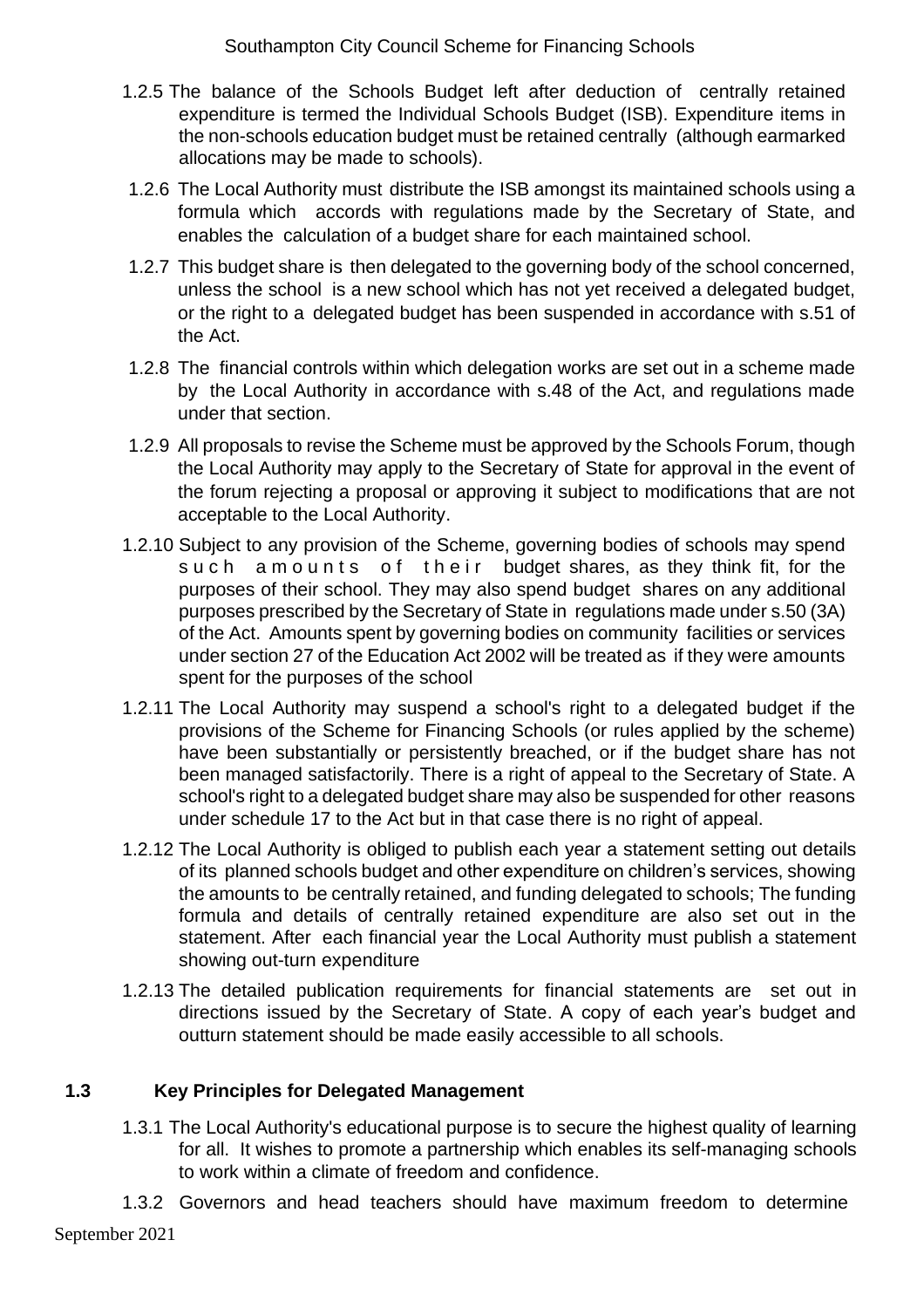1.2.5 The balance of the Schools Budget left after deduction of centrally retained expenditure is termed the Individual Schools Budget (ISB). Expenditure items in the non-schools education budget must be retained centrally (although earmarked allocations may be made to schools).

1.2.6 The Local Authority must distribute the ISB amongst its maintained schools using a formula which accords with regulations made by the Secretary of State, and enables the calculation of a budget share for each maintained school.

1.2.7 This budget share is then delegated to the governing body of the school concerned, unless the school is a new school which has not yet received a delegated budget, or the right to a delegated budget has been suspended in accordance with s.51 of the Act.

1.2.8 The financial controls within which delegation works are set out in a scheme made by the Local Authority in accordance with s.48 of the Act, and regulations made under that section.

1.2.9 All proposals to revise the Scheme must be approved by the Schools Forum, though the Local Authority may apply to the Secretary of State for approval in the event of the forum rejecting a proposal or approving it subject to modifications that are not acceptable to the Local Authority.

1.2.10 Subject to any provision of the Scheme, governing bodies of schools may spend such amounts of their budget shares, as they think fit, for the purposes of their school. They may also spend budget shares on any additional purposes prescribed by the Secretary of State in regulations made under s.50 (3A) of the Act. Amounts spent by governing bodies on community facilities or services under section 27 of the Education Act 2002 will be treated as if they were amounts spent for the purposes of the school

1.2.11 The Local Authority may suspend a school's right to a delegated budget if the provisions of the Scheme for Financing Schools (or rules applied by the scheme) have been substantially or persistently breached, or if the budget share has not been managed satisfactorily. There is a right of appeal to the Secretary of State. A school's right to a delegated budget share may also be suspended for other reasons under schedule 17 to the Act but in that case there is no right of appeal.

1.2.12 The Local Authority is obliged to publish each year a statement setting out details of its planned schools budget and other expenditure on children's services, showing the amounts to be centrally retained, and funding delegated to schools; The funding formula and details of centrally retained expenditure are also set out in the statement. After each financial year the Local Authority must publish a statement showing out-turn expenditure

1.2.13 The detailed publication requirements for financial statements are set out in directions issued by the Secretary of State. A copy of each year's budget and outturn statement should be made easily accessible to all schools.

## 1.3 Key Principles for Delegated Management

1.3.1 The Local Authority's educational purpose is to secure the highest quality of learning for all. It wishes to promote a partnership which enables its self-managing schools to work within a climate of freedom and confidence.

1.3.2 Governors and head teachers should have maximum freedom to determine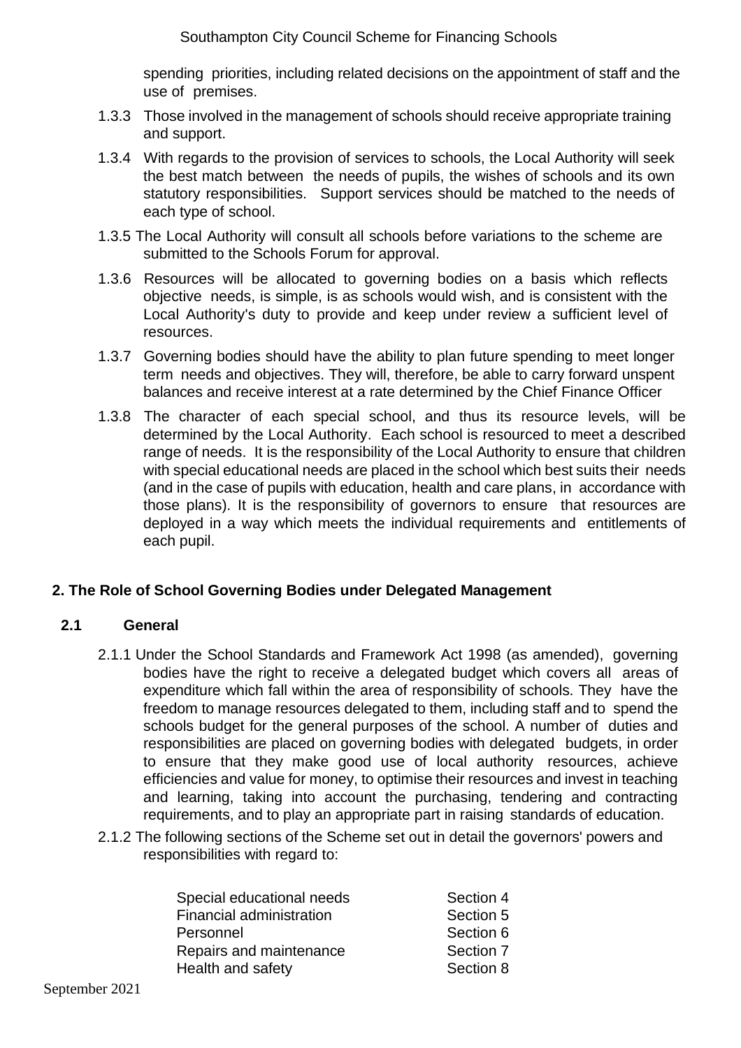spending priorities, including related decisions on the appointment of staff and the use of premises.

1.3.3 Those involved in the management of schools should receive appropriate training and support.

1.3.4 With regards to the provision of services to schools, the Local Authority will seek the best match between the needs of pupils, the wishes of schools and its own statutory responsibilities. Support services should be matched to the needs of each type of school.

1.3.5 The Local Authority will consult all schools before variations to the scheme are submitted to the Schools Forum for approval.

1.3.6 Resources will be allocated to governing bodies on a basis which reflects objective needs, is simple, is as schools would wish, and is consistent with the Local Authority's duty to provide and keep under review a sufficient level of resources.

1.3.7 Governing bodies should have the ability to plan future spending to meet longer term needs and objectives. They will, therefore, be able to carry forward unspent balances and receive interest at a rate determined by the Chief Finance Officer

1.3.8 The character of each special school, and thus its resource levels, will be determined by the Local Authority. Each school is resourced to meet a described range of needs. It is the responsibility of the Local Authority to ensure that children with special educational needs are placed in the school which best suits their needs (and in the case of pupils with education, health and care plans, in accordance with those plans). It is the responsibility of governors to ensure that resources are deployed in a way which meets the individual requirements and entitlements of each pupil.

## 2. The Role of School Governing Bodies under Delegated Management

### 2.1 General

2.1.1 Under the School Standards and Framework Act 1998 (as amended), governing bodies have the right to receive a delegated budget which covers all areas of expenditure which fall within the area of responsibility of schools. They have the freedom to manage resources delegated to them, including staff and to spend the schools budget for the general purposes of the school. A number of duties and responsibilities are placed on governing bodies with delegated budgets, in order to ensure that they make good use of local authority resources, achieve efficiencies and value for money, to optimise their resources and invest in teaching and learning, taking into account the purchasing, tendering and contracting requirements, and to play an appropriate part in raising standards of education.

2.1.2 The following sections of the Scheme set out in detail the governors' powers and responsibilities with regard to:

| | |
|---|---|
| Special educational needs | Section 4 |
| Financial administration | Section 5 |
| Personnel | Section 6 |
| Repairs and maintenance | Section 7 |
| Health and safety | Section 8 |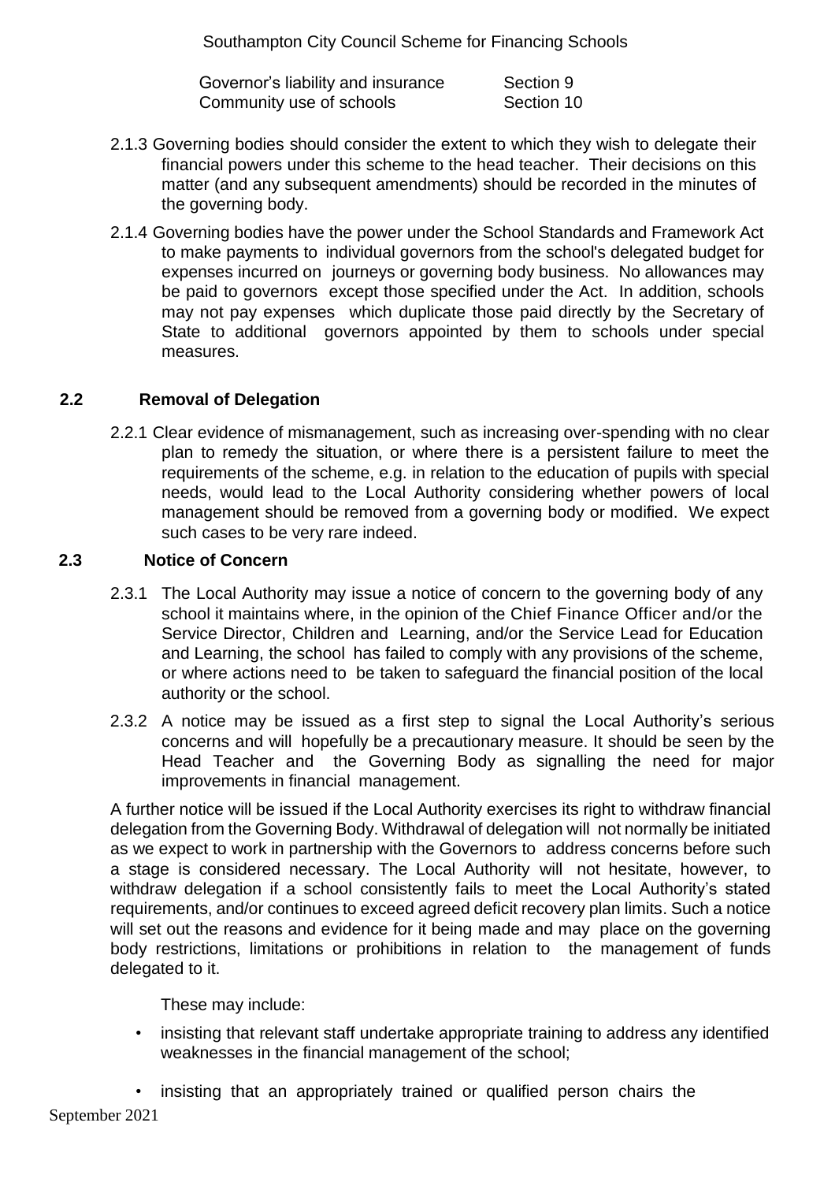| | |
|---|---|
| Governor's liability and insurance | Section 9 |
| Community use of schools | Section 10 |

2.1.3 Governing bodies should consider the extent to which they wish to delegate their financial powers under this scheme to the head teacher. Their decisions on this matter (and any subsequent amendments) should be recorded in the minutes of the governing body.

2.1.4 Governing bodies have the power under the School Standards and Framework Act to make payments to individual governors from the school's delegated budget for expenses incurred on journeys or governing body business. No allowances may be paid to governors except those specified under the Act. In addition, schools may not pay expenses which duplicate those paid directly by the Secretary of State to additional governors appointed by them to schools under special measures.

## 2.2 Removal of Delegation

2.2.1 Clear evidence of mismanagement, such as increasing over-spending with no clear plan to remedy the situation, or where there is a persistent failure to meet the requirements of the scheme, e.g. in relation to the education of pupils with special needs, would lead to the Local Authority considering whether powers of local management should be removed from a governing body or modified. We expect such cases to be very rare indeed.

## 2.3 Notice of Concern

2.3.1 The Local Authority may issue a notice of concern to the governing body of any school it maintains where, in the opinion of the Chief Finance Officer and/or the Service Director, Children and Learning, and/or the Service Lead for Education and Learning, the school has failed to comply with any provisions of the scheme, or where actions need to be taken to safeguard the financial position of the local authority or the school.

2.3.2 A notice may be issued as a first step to signal the Local Authority's serious concerns and will hopefully be a precautionary measure. It should be seen by the Head Teacher and the Governing Body as signalling the need for major improvements in financial management.

A further notice will be issued if the Local Authority exercises its right to withdraw financial delegation from the Governing Body. Withdrawal of delegation will not normally be initiated as we expect to work in partnership with the Governors to address concerns before such a stage is considered necessary. The Local Authority will not hesitate, however, to withdraw delegation if a school consistently fails to meet the Local Authority's stated requirements, and/or continues to exceed agreed deficit recovery plan limits. Such a notice will set out the reasons and evidence for it being made and may place on the governing body restrictions, limitations or prohibitions in relation to the management of funds delegated to it.

These may include:

- insisting that relevant staff undertake appropriate training to address any identified weaknesses in the financial management of the school;
- insisting that an appropriately trained or qualified person chairs the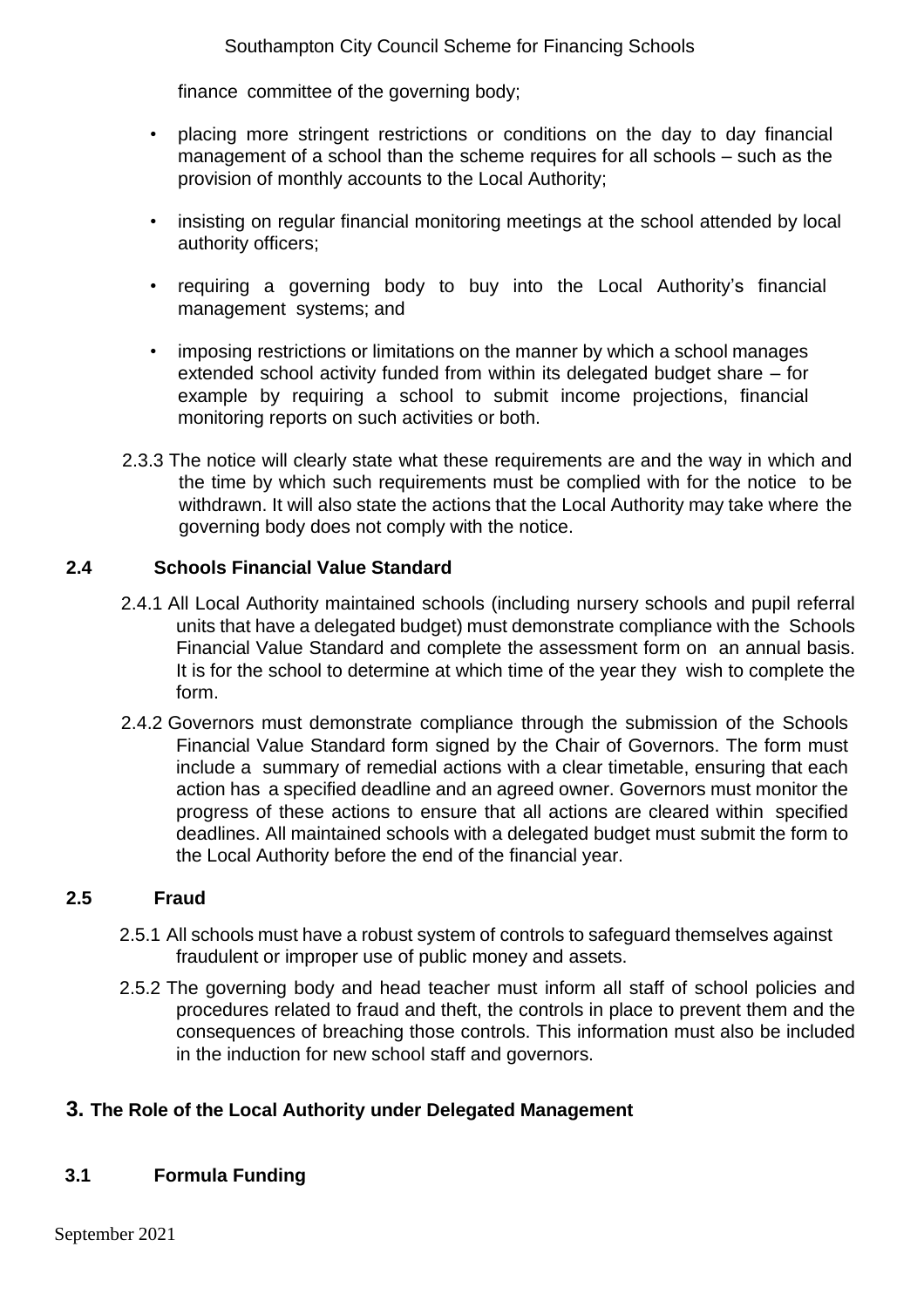finance committee of the governing body;

- placing more stringent restrictions or conditions on the day to day financial management of a school than the scheme requires for all schools – such as the provision of monthly accounts to the Local Authority;
- insisting on regular financial monitoring meetings at the school attended by local authority officers;
- requiring a governing body to buy into the Local Authority's financial management systems; and
- imposing restrictions or limitations on the manner by which a school manages extended school activity funded from within its delegated budget share – for example by requiring a school to submit income projections, financial monitoring reports on such activities or both.

2.3.3 The notice will clearly state what these requirements are and the way in which and the time by which such requirements must be complied with for the notice to be withdrawn. It will also state the actions that the Local Authority may take where the governing body does not comply with the notice.

### 2.4 Schools Financial Value Standard

2.4.1 All Local Authority maintained schools (including nursery schools and pupil referral units that have a delegated budget) must demonstrate compliance with the Schools Financial Value Standard and complete the assessment form on an annual basis. It is for the school to determine at which time of the year they wish to complete the form.

2.4.2 Governors must demonstrate compliance through the submission of the Schools Financial Value Standard form signed by the Chair of Governors. The form must include a summary of remedial actions with a clear timetable, ensuring that each action has a specified deadline and an agreed owner. Governors must monitor the progress of these actions to ensure that all actions are cleared within specified deadlines. All maintained schools with a delegated budget must submit the form to the Local Authority before the end of the financial year.

### 2.5 Fraud

2.5.1 All schools must have a robust system of controls to safeguard themselves against fraudulent or improper use of public money and assets.

2.5.2 The governing body and head teacher must inform all staff of school policies and procedures related to fraud and theft, the controls in place to prevent them and the consequences of breaching those controls. This information must also be included in the induction for new school staff and governors.

## 3. The Role of the Local Authority under Delegated Management

### 3.1 Formula Funding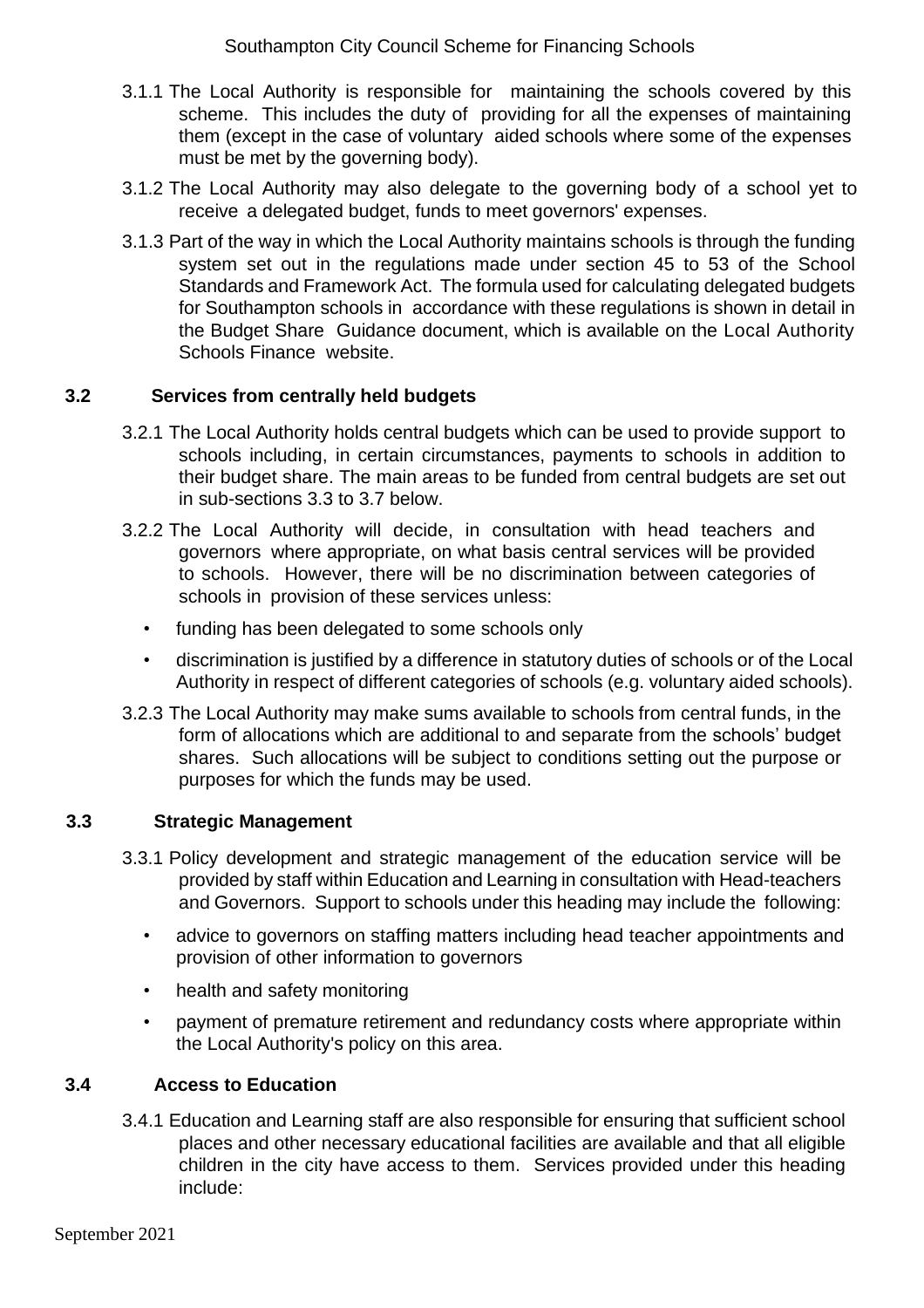3.1.1 The Local Authority is responsible for maintaining the schools covered by this scheme. This includes the duty of providing for all the expenses of maintaining them (except in the case of voluntary aided schools where some of the expenses must be met by the governing body).

3.1.2 The Local Authority may also delegate to the governing body of a school yet to receive a delegated budget, funds to meet governors' expenses.

3.1.3 Part of the way in which the Local Authority maintains schools is through the funding system set out in the regulations made under section 45 to 53 of the School Standards and Framework Act. The formula used for calculating delegated budgets for Southampton schools in accordance with these regulations is shown in detail in the Budget Share Guidance document, which is available on the Local Authority Schools Finance website.

## 3.2 Services from centrally held budgets

3.2.1 The Local Authority holds central budgets which can be used to provide support to schools including, in certain circumstances, payments to schools in addition to their budget share. The main areas to be funded from central budgets are set out in sub-sections 3.3 to 3.7 below.

3.2.2 The Local Authority will decide, in consultation with head teachers and governors where appropriate, on what basis central services will be provided to schools. However, there will be no discrimination between categories of schools in provision of these services unless:

- funding has been delegated to some schools only
- discrimination is justified by a difference in statutory duties of schools or of the Local Authority in respect of different categories of schools (e.g. voluntary aided schools).

3.2.3 The Local Authority may make sums available to schools from central funds, in the form of allocations which are additional to and separate from the schools' budget shares. Such allocations will be subject to conditions setting out the purpose or purposes for which the funds may be used.

## 3.3 Strategic Management

3.3.1 Policy development and strategic management of the education service will be provided by staff within Education and Learning in consultation with Head-teachers and Governors. Support to schools under this heading may include the following:

- advice to governors on staffing matters including head teacher appointments and provision of other information to governors
- health and safety monitoring
- payment of premature retirement and redundancy costs where appropriate within the Local Authority's policy on this area.

## 3.4 Access to Education

3.4.1 Education and Learning staff are also responsible for ensuring that sufficient school places and other necessary educational facilities are available and that all eligible children in the city have access to them. Services provided under this heading include: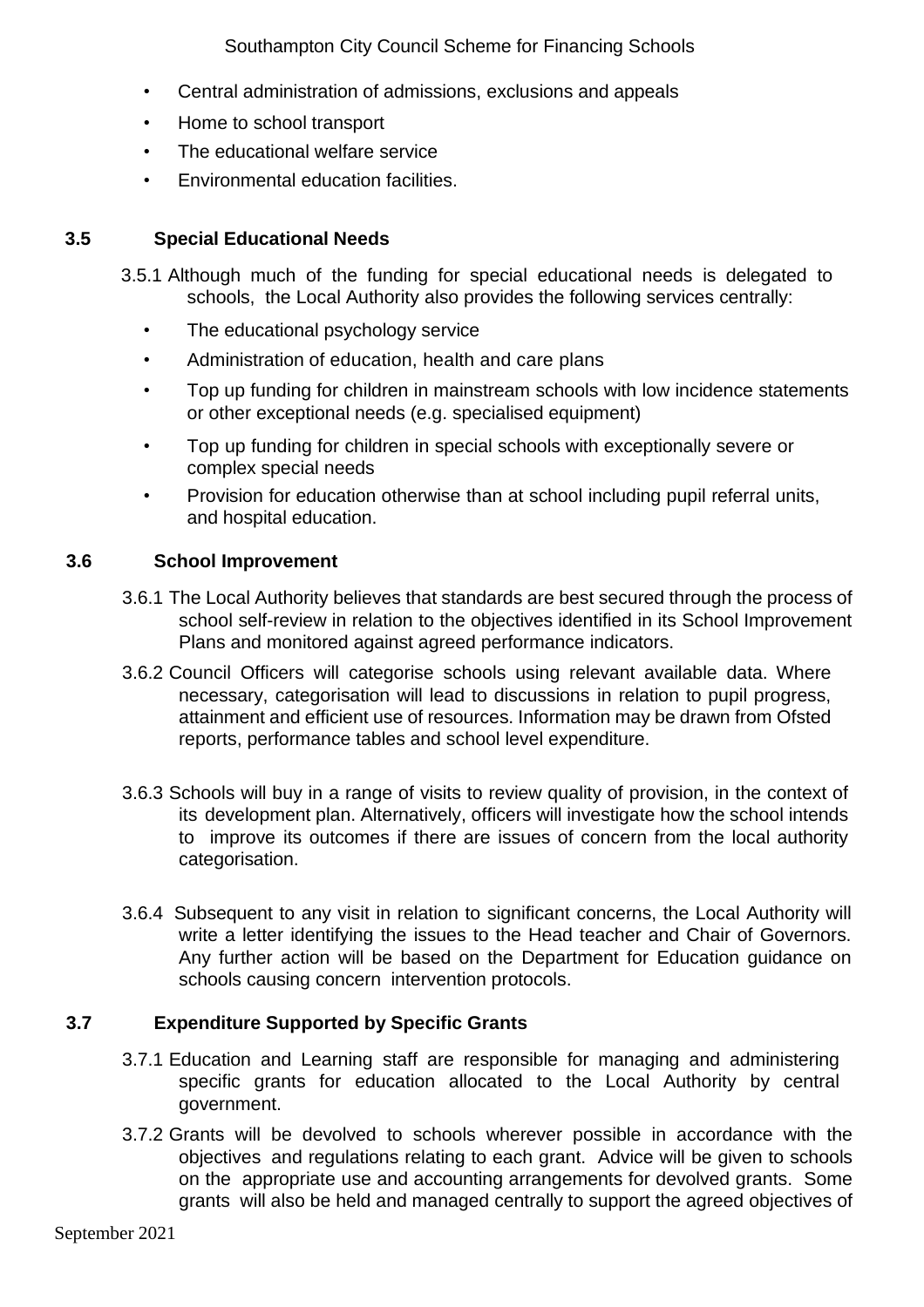- Central administration of admissions, exclusions and appeals
- Home to school transport
- The educational welfare service
- Environmental education facilities.

### 3.5 Special Educational Needs

3.5.1 Although much of the funding for special educational needs is delegated to schools, the Local Authority also provides the following services centrally:

- The educational psychology service
- Administration of education, health and care plans
- Top up funding for children in mainstream schools with low incidence statements or other exceptional needs (e.g. specialised equipment)
- Top up funding for children in special schools with exceptionally severe or complex special needs
- Provision for education otherwise than at school including pupil referral units, and hospital education.

### 3.6 School Improvement

3.6.1 The Local Authority believes that standards are best secured through the process of school self-review in relation to the objectives identified in its School Improvement Plans and monitored against agreed performance indicators.

3.6.2 Council Officers will categorise schools using relevant available data. Where necessary, categorisation will lead to discussions in relation to pupil progress, attainment and efficient use of resources. Information may be drawn from Ofsted reports, performance tables and school level expenditure.

3.6.3 Schools will buy in a range of visits to review quality of provision, in the context of its development plan. Alternatively, officers will investigate how the school intends to improve its outcomes if there are issues of concern from the local authority categorisation.

3.6.4 Subsequent to any visit in relation to significant concerns, the Local Authority will write a letter identifying the issues to the Head teacher and Chair of Governors. Any further action will be based on the Department for Education guidance on schools causing concern intervention protocols.

### 3.7 Expenditure Supported by Specific Grants

3.7.1 Education and Learning staff are responsible for managing and administering specific grants for education allocated to the Local Authority by central government.

3.7.2 Grants will be devolved to schools wherever possible in accordance with the objectives and regulations relating to each grant. Advice will be given to schools on the appropriate use and accounting arrangements for devolved grants. Some grants will also be held and managed centrally to support the agreed objectives of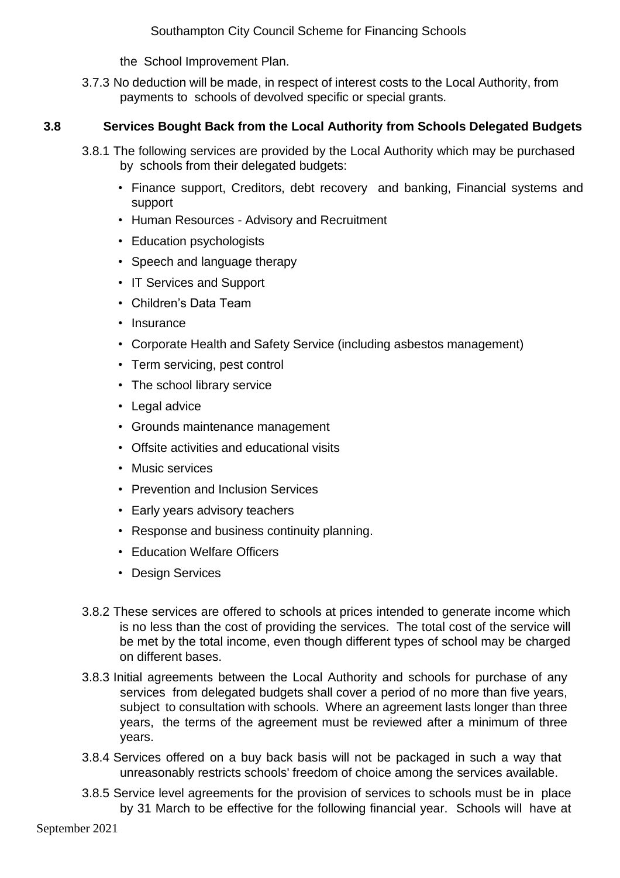the School Improvement Plan.

3.7.3 No deduction will be made, in respect of interest costs to the Local Authority, from payments to schools of devolved specific or special grants.

## 3.8 Services Bought Back from the Local Authority from Schools Delegated Budgets

3.8.1 The following services are provided by the Local Authority which may be purchased by schools from their delegated budgets:

- Finance support, Creditors, debt recovery and banking, Financial systems and support
- Human Resources - Advisory and Recruitment
- Education psychologists
- Speech and language therapy
- IT Services and Support
- Children's Data Team
- Insurance
- Corporate Health and Safety Service (including asbestos management)
- Term servicing, pest control
- The school library service
- Legal advice
- Grounds maintenance management
- Offsite activities and educational visits
- Music services
- Prevention and Inclusion Services
- Early years advisory teachers
- Response and business continuity planning.
- Education Welfare Officers
- Design Services

3.8.2 These services are offered to schools at prices intended to generate income which is no less than the cost of providing the services. The total cost of the service will be met by the total income, even though different types of school may be charged on different bases.

3.8.3 Initial agreements between the Local Authority and schools for purchase of any services from delegated budgets shall cover a period of no more than five years, subject to consultation with schools. Where an agreement lasts longer than three years, the terms of the agreement must be reviewed after a minimum of three years.

3.8.4 Services offered on a buy back basis will not be packaged in such a way that unreasonably restricts schools' freedom of choice among the services available.

3.8.5 Service level agreements for the provision of services to schools must be in place by 31 March to be effective for the following financial year. Schools will have at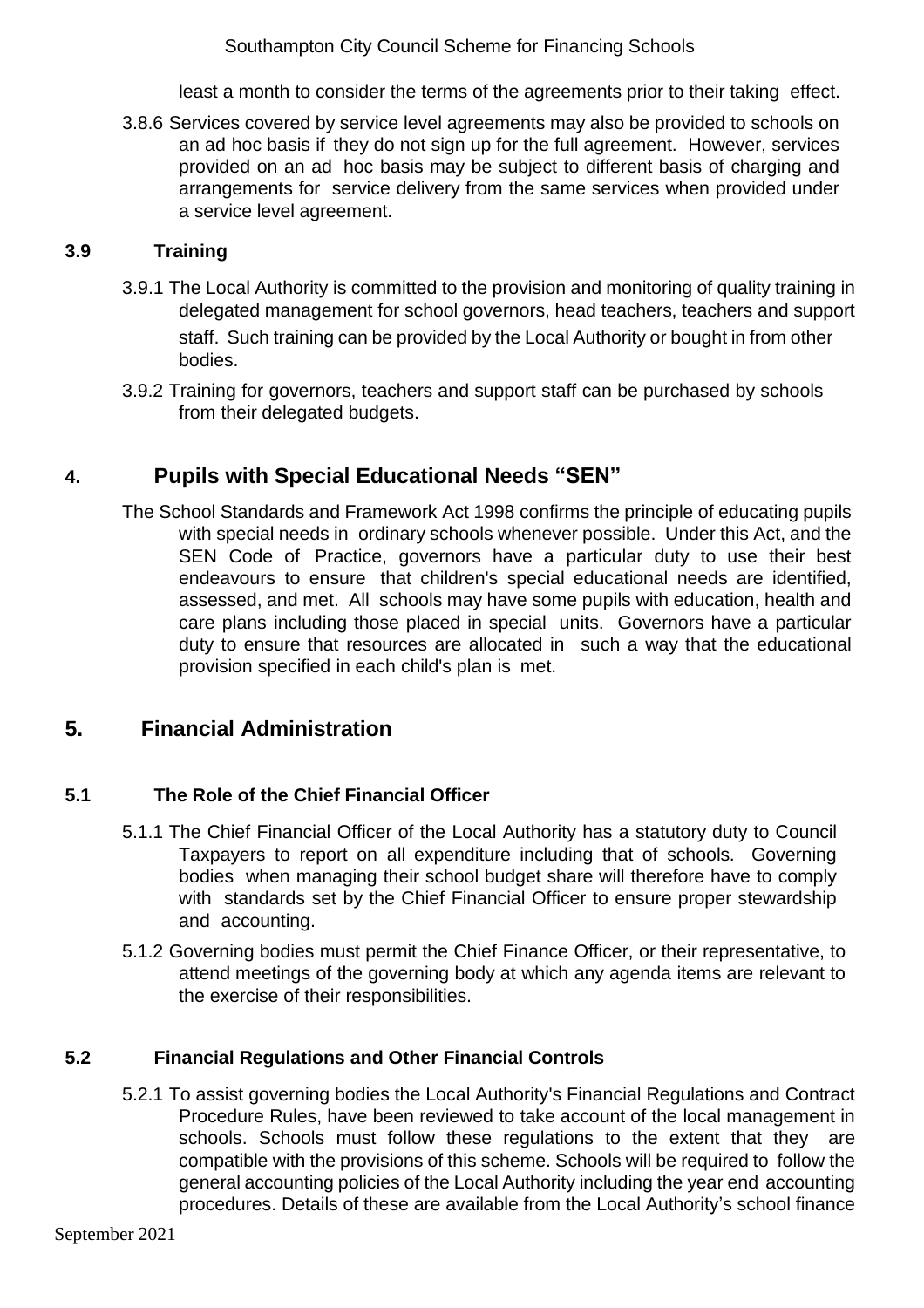least a month to consider the terms of the agreements prior to their taking effect.

3.8.6 Services covered by service level agreements may also be provided to schools on an ad hoc basis if they do not sign up for the full agreement. However, services provided on an ad hoc basis may be subject to different basis of charging and arrangements for service delivery from the same services when provided under a service level agreement.

### 3.9 Training

3.9.1 The Local Authority is committed to the provision and monitoring of quality training in delegated management for school governors, head teachers, teachers and support staff. Such training can be provided by the Local Authority or bought in from other bodies.

3.9.2 Training for governors, teachers and support staff can be purchased by schools from their delegated budgets.

## 4. Pupils with Special Educational Needs "SEN"

The School Standards and Framework Act 1998 confirms the principle of educating pupils with special needs in ordinary schools whenever possible. Under this Act, and the SEN Code of Practice, governors have a particular duty to use their best endeavours to ensure that children's special educational needs are identified, assessed, and met. All schools may have some pupils with education, health and care plans including those placed in special units. Governors have a particular duty to ensure that resources are allocated in such a way that the educational provision specified in each child's plan is met.

## 5. Financial Administration

### 5.1 The Role of the Chief Financial Officer

5.1.1 The Chief Financial Officer of the Local Authority has a statutory duty to Council Taxpayers to report on all expenditure including that of schools. Governing bodies when managing their school budget share will therefore have to comply with standards set by the Chief Financial Officer to ensure proper stewardship and accounting.

5.1.2 Governing bodies must permit the Chief Finance Officer, or their representative, to attend meetings of the governing body at which any agenda items are relevant to the exercise of their responsibilities.

### 5.2 Financial Regulations and Other Financial Controls

5.2.1 To assist governing bodies the Local Authority's Financial Regulations and Contract Procedure Rules, have been reviewed to take account of the local management in schools. Schools must follow these regulations to the extent that they are compatible with the provisions of this scheme. Schools will be required to follow the general accounting policies of the Local Authority including the year end accounting procedures. Details of these are available from the Local Authority's school finance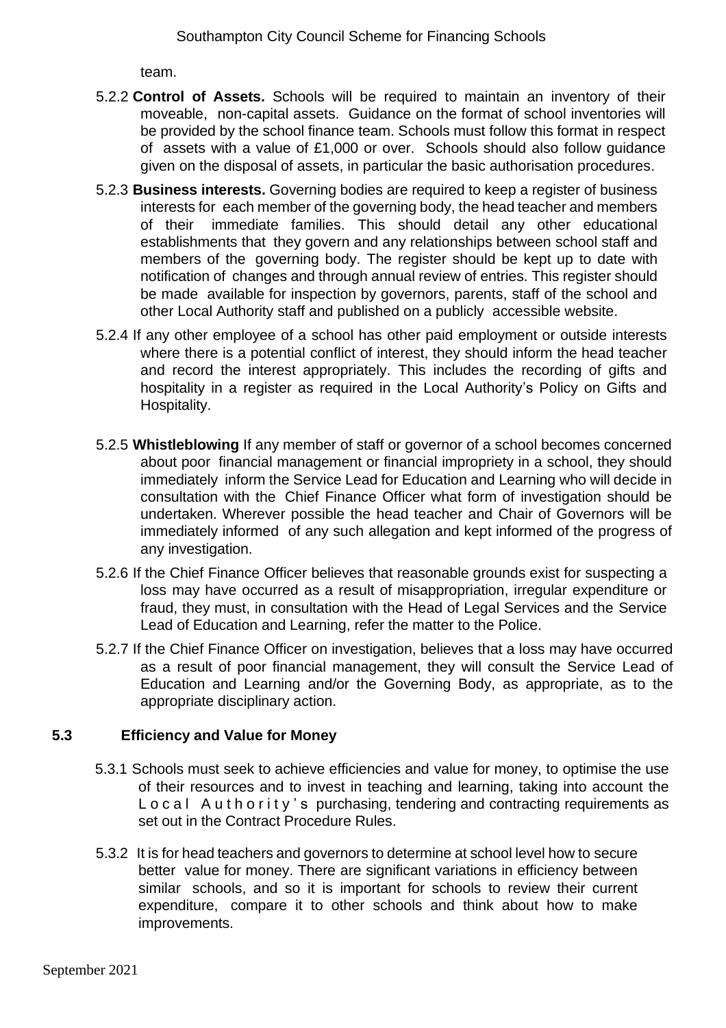team.

5.2.2 **Control of Assets.** Schools will be required to maintain an inventory of their moveable, non-capital assets. Guidance on the format of school inventories will be provided by the school finance team. Schools must follow this format in respect of assets with a value of £1,000 or over. Schools should also follow guidance given on the disposal of assets, in particular the basic authorisation procedures.

5.2.3 **Business interests.** Governing bodies are required to keep a register of business interests for each member of the governing body, the head teacher and members of their immediate families. This should detail any other educational establishments that they govern and any relationships between school staff and members of the governing body. The register should be kept up to date with notification of changes and through annual review of entries. This register should be made available for inspection by governors, parents, staff of the school and other Local Authority staff and published on a publicly accessible website.

5.2.4 If any other employee of a school has other paid employment or outside interests where there is a potential conflict of interest, they should inform the head teacher and record the interest appropriately. This includes the recording of gifts and hospitality in a register as required in the Local Authority's Policy on Gifts and Hospitality.

5.2.5 **Whistleblowing** If any member of staff or governor of a school becomes concerned about poor financial management or financial impropriety in a school, they should immediately inform the Service Lead for Education and Learning who will decide in consultation with the Chief Finance Officer what form of investigation should be undertaken. Wherever possible the head teacher and Chair of Governors will be immediately informed of any such allegation and kept informed of the progress of any investigation.

5.2.6 If the Chief Finance Officer believes that reasonable grounds exist for suspecting a loss may have occurred as a result of misappropriation, irregular expenditure or fraud, they must, in consultation with the Head of Legal Services and the Service Lead of Education and Learning, refer the matter to the Police.

5.2.7 If the Chief Finance Officer on investigation, believes that a loss may have occurred as a result of poor financial management, they will consult the Service Lead of Education and Learning and/or the Governing Body, as appropriate, as to the appropriate disciplinary action.

### 5.3 Efficiency and Value for Money

5.3.1 Schools must seek to achieve efficiencies and value for money, to optimise the use of their resources and to invest in teaching and learning, taking into account the Local Authority's purchasing, tendering and contracting requirements as set out in the Contract Procedure Rules.

5.3.2 It is for head teachers and governors to determine at school level how to secure better value for money. There are significant variations in efficiency between similar schools, and so it is important for schools to review their current expenditure, compare it to other schools and think about how to make improvements.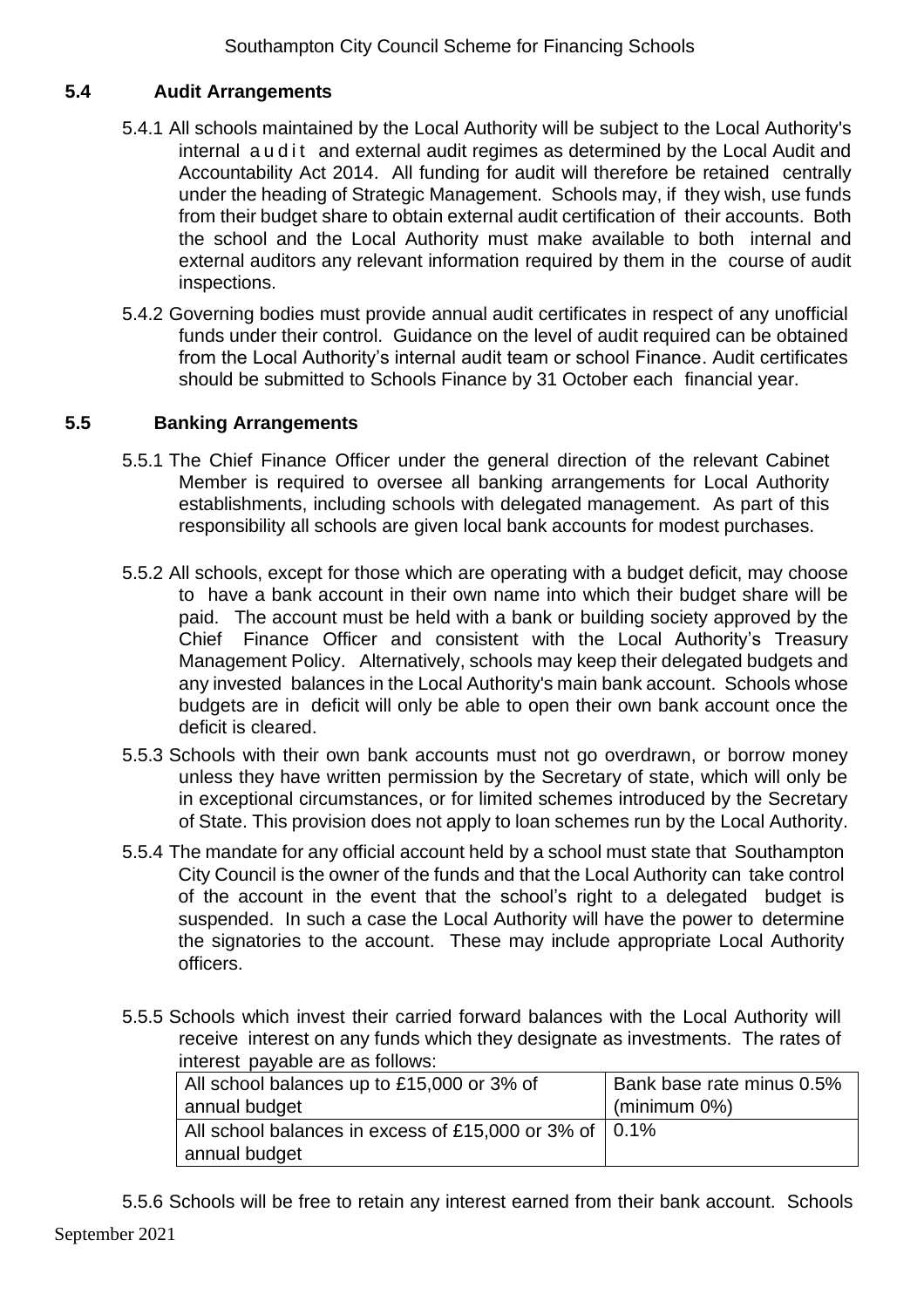## 5.4 Audit Arrangements

5.4.1 All schools maintained by the Local Authority will be subject to the Local Authority's internal audit and external audit regimes as determined by the Local Audit and Accountability Act 2014. All funding for audit will therefore be retained centrally under the heading of Strategic Management. Schools may, if they wish, use funds from their budget share to obtain external audit certification of their accounts. Both the school and the Local Authority must make available to both internal and external auditors any relevant information required by them in the course of audit inspections.

5.4.2 Governing bodies must provide annual audit certificates in respect of any unofficial funds under their control. Guidance on the level of audit required can be obtained from the Local Authority's internal audit team or school Finance. Audit certificates should be submitted to Schools Finance by 31 October each financial year.

## 5.5 Banking Arrangements

5.5.1 The Chief Finance Officer under the general direction of the relevant Cabinet Member is required to oversee all banking arrangements for Local Authority establishments, including schools with delegated management. As part of this responsibility all schools are given local bank accounts for modest purchases.

5.5.2 All schools, except for those which are operating with a budget deficit, may choose to have a bank account in their own name into which their budget share will be paid. The account must be held with a bank or building society approved by the Chief Finance Officer and consistent with the Local Authority's Treasury Management Policy. Alternatively, schools may keep their delegated budgets and any invested balances in the Local Authority's main bank account. Schools whose budgets are in deficit will only be able to open their own bank account once the deficit is cleared.

5.5.3 Schools with their own bank accounts must not go overdrawn, or borrow money unless they have written permission by the Secretary of state, which will only be in exceptional circumstances, or for limited schemes introduced by the Secretary of State. This provision does not apply to loan schemes run by the Local Authority.

5.5.4 The mandate for any official account held by a school must state that Southampton City Council is the owner of the funds and that the Local Authority can take control of the account in the event that the school's right to a delegated budget is suspended. In such a case the Local Authority will have the power to determine the signatories to the account. These may include appropriate Local Authority officers.

5.5.5 Schools which invest their carried forward balances with the Local Authority will receive interest on any funds which they designate as investments. The rates of interest payable are as follows:

| All school balances up to £15,000 or 3% of annual budget | Bank base rate minus 0.5% (minimum 0%) |
|---|---|
| All school balances in excess of £15,000 or 3% of annual budget | 0.1% |

5.5.6 Schools will be free to retain any interest earned from their bank account. Schools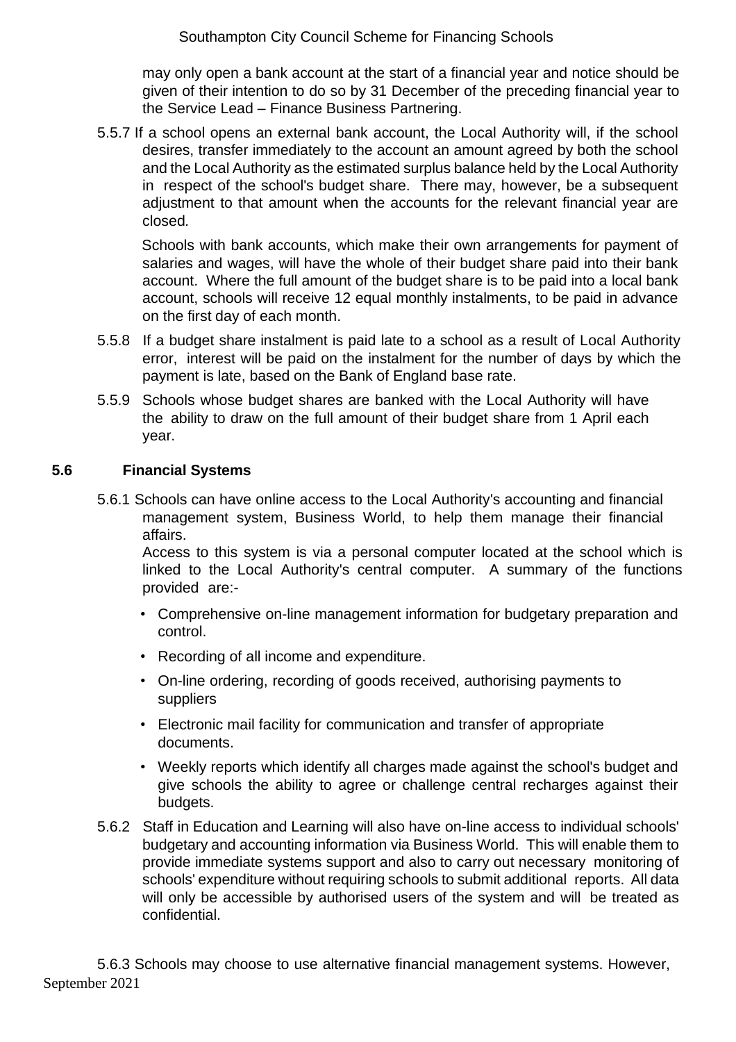may only open a bank account at the start of a financial year and notice should be given of their intention to do so by 31 December of the preceding financial year to the Service Lead – Finance Business Partnering.

5.5.7 If a school opens an external bank account, the Local Authority will, if the school desires, transfer immediately to the account an amount agreed by both the school and the Local Authority as the estimated surplus balance held by the Local Authority in respect of the school's budget share. There may, however, be a subsequent adjustment to that amount when the accounts for the relevant financial year are closed.

Schools with bank accounts, which make their own arrangements for payment of salaries and wages, will have the whole of their budget share paid into their bank account. Where the full amount of the budget share is to be paid into a local bank account, schools will receive 12 equal monthly instalments, to be paid in advance on the first day of each month.

5.5.8 If a budget share instalment is paid late to a school as a result of Local Authority error, interest will be paid on the instalment for the number of days by which the payment is late, based on the Bank of England base rate.

5.5.9 Schools whose budget shares are banked with the Local Authority will have the ability to draw on the full amount of their budget share from 1 April each year.

### 5.6 Financial Systems

5.6.1 Schools can have online access to the Local Authority's accounting and financial management system, Business World, to help them manage their financial affairs.

Access to this system is via a personal computer located at the school which is linked to the Local Authority's central computer. A summary of the functions provided are:-

- Comprehensive on-line management information for budgetary preparation and control.
- Recording of all income and expenditure.
- On-line ordering, recording of goods received, authorising payments to suppliers
- Electronic mail facility for communication and transfer of appropriate documents.
- Weekly reports which identify all charges made against the school's budget and give schools the ability to agree or challenge central recharges against their budgets.

5.6.2 Staff in Education and Learning will also have on-line access to individual schools' budgetary and accounting information via Business World. This will enable them to provide immediate systems support and also to carry out necessary monitoring of schools' expenditure without requiring schools to submit additional reports. All data will only be accessible by authorised users of the system and will be treated as confidential.

5.6.3 Schools may choose to use alternative financial management systems. However,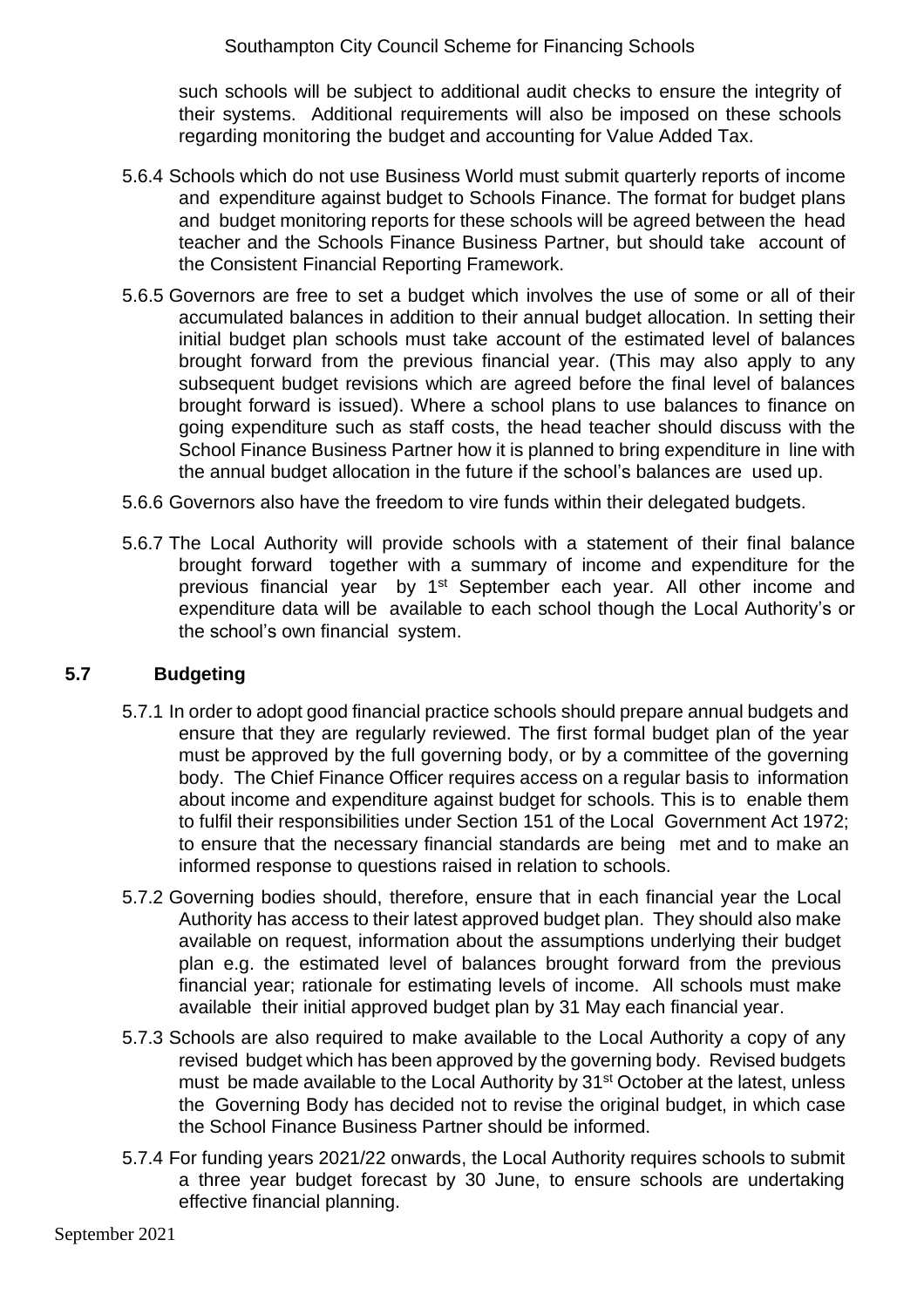such schools will be subject to additional audit checks to ensure the integrity of their systems. Additional requirements will also be imposed on these schools regarding monitoring the budget and accounting for Value Added Tax.

5.6.4 Schools which do not use Business World must submit quarterly reports of income and expenditure against budget to Schools Finance. The format for budget plans and budget monitoring reports for these schools will be agreed between the head teacher and the Schools Finance Business Partner, but should take account of the Consistent Financial Reporting Framework.

5.6.5 Governors are free to set a budget which involves the use of some or all of their accumulated balances in addition to their annual budget allocation. In setting their initial budget plan schools must take account of the estimated level of balances brought forward from the previous financial year. (This may also apply to any subsequent budget revisions which are agreed before the final level of balances brought forward is issued). Where a school plans to use balances to finance on going expenditure such as staff costs, the head teacher should discuss with the School Finance Business Partner how it is planned to bring expenditure in line with the annual budget allocation in the future if the school's balances are used up.

5.6.6 Governors also have the freedom to vire funds within their delegated budgets.

5.6.7 The Local Authority will provide schools with a statement of their final balance brought forward together with a summary of income and expenditure for the previous financial year by 1st September each year. All other income and expenditure data will be available to each school though the Local Authority's or the school's own financial system.

## 5.7 Budgeting

5.7.1 In order to adopt good financial practice schools should prepare annual budgets and ensure that they are regularly reviewed. The first formal budget plan of the year must be approved by the full governing body, or by a committee of the governing body. The Chief Finance Officer requires access on a regular basis to information about income and expenditure against budget for schools. This is to enable them to fulfil their responsibilities under Section 151 of the Local Government Act 1972; to ensure that the necessary financial standards are being met and to make an informed response to questions raised in relation to schools.

5.7.2 Governing bodies should, therefore, ensure that in each financial year the Local Authority has access to their latest approved budget plan. They should also make available on request, information about the assumptions underlying their budget plan e.g. the estimated level of balances brought forward from the previous financial year; rationale for estimating levels of income. All schools must make available their initial approved budget plan by 31 May each financial year.

5.7.3 Schools are also required to make available to the Local Authority a copy of any revised budget which has been approved by the governing body. Revised budgets must be made available to the Local Authority by 31st October at the latest, unless the Governing Body has decided not to revise the original budget, in which case the School Finance Business Partner should be informed.

5.7.4 For funding years 2021/22 onwards, the Local Authority requires schools to submit a three year budget forecast by 30 June, to ensure schools are undertaking effective financial planning.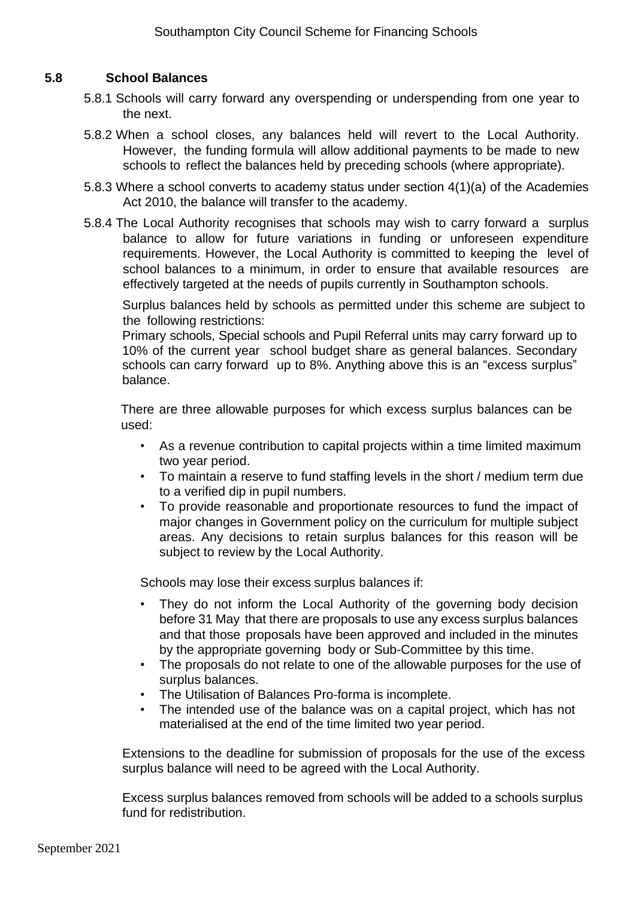### 5.8 School Balances

5.8.1 Schools will carry forward any overspending or underspending from one year to the next.

5.8.2 When a school closes, any balances held will revert to the Local Authority. However, the funding formula will allow additional payments to be made to new schools to reflect the balances held by preceding schools (where appropriate).

5.8.3 Where a school converts to academy status under section 4(1)(a) of the Academies Act 2010, the balance will transfer to the academy.

5.8.4 The Local Authority recognises that schools may wish to carry forward a surplus balance to allow for future variations in funding or unforeseen expenditure requirements. However, the Local Authority is committed to keeping the level of school balances to a minimum, in order to ensure that available resources are effectively targeted at the needs of pupils currently in Southampton schools.

Surplus balances held by schools as permitted under this scheme are subject to the following restrictions:
Primary schools, Special schools and Pupil Referral units may carry forward up to 10% of the current year school budget share as general balances. Secondary schools can carry forward up to 8%. Anything above this is an "excess surplus" balance.

There are three allowable purposes for which excess surplus balances can be used:

- As a revenue contribution to capital projects within a time limited maximum two year period.
- To maintain a reserve to fund staffing levels in the short / medium term due to a verified dip in pupil numbers.
- To provide reasonable and proportionate resources to fund the impact of major changes in Government policy on the curriculum for multiple subject areas. Any decisions to retain surplus balances for this reason will be subject to review by the Local Authority.

Schools may lose their excess surplus balances if:

- They do not inform the Local Authority of the governing body decision before 31 May that there are proposals to use any excess surplus balances and that those proposals have been approved and included in the minutes by the appropriate governing body or Sub-Committee by this time.
- The proposals do not relate to one of the allowable purposes for the use of surplus balances.
- The Utilisation of Balances Pro-forma is incomplete.
- The intended use of the balance was on a capital project, which has not materialised at the end of the time limited two year period.

Extensions to the deadline for submission of proposals for the use of the excess surplus balance will need to be agreed with the Local Authority.

Excess surplus balances removed from schools will be added to a schools surplus fund for redistribution.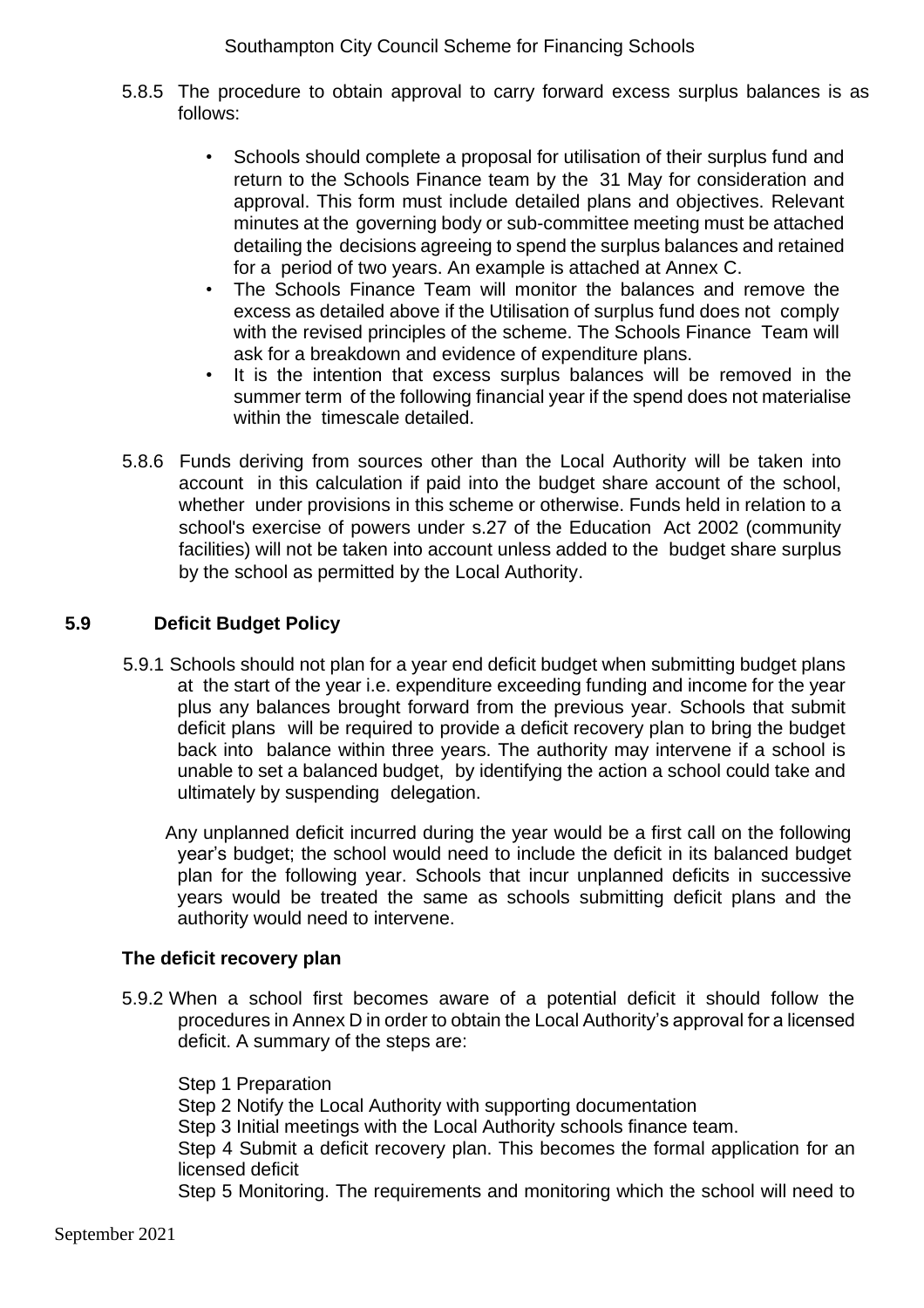5.8.5 The procedure to obtain approval to carry forward excess surplus balances is as follows:

- Schools should complete a proposal for utilisation of their surplus fund and return to the Schools Finance team by the 31 May for consideration and approval. This form must include detailed plans and objectives. Relevant minutes at the governing body or sub-committee meeting must be attached detailing the decisions agreeing to spend the surplus balances and retained for a period of two years. An example is attached at Annex C.
- The Schools Finance Team will monitor the balances and remove the excess as detailed above if the Utilisation of surplus fund does not comply with the revised principles of the scheme. The Schools Finance Team will ask for a breakdown and evidence of expenditure plans.
- It is the intention that excess surplus balances will be removed in the summer term of the following financial year if the spend does not materialise within the timescale detailed.

5.8.6 Funds deriving from sources other than the Local Authority will be taken into account in this calculation if paid into the budget share account of the school, whether under provisions in this scheme or otherwise. Funds held in relation to a school's exercise of powers under s.27 of the Education Act 2002 (community facilities) will not be taken into account unless added to the budget share surplus by the school as permitted by the Local Authority.

## 5.9 Deficit Budget Policy

5.9.1 Schools should not plan for a year end deficit budget when submitting budget plans at the start of the year i.e. expenditure exceeding funding and income for the year plus any balances brought forward from the previous year. Schools that submit deficit plans will be required to provide a deficit recovery plan to bring the budget back into balance within three years. The authority may intervene if a school is unable to set a balanced budget, by identifying the action a school could take and ultimately by suspending delegation.

Any unplanned deficit incurred during the year would be a first call on the following year's budget; the school would need to include the deficit in its balanced budget plan for the following year. Schools that incur unplanned deficits in successive years would be treated the same as schools submitting deficit plans and the authority would need to intervene.

### The deficit recovery plan

5.9.2 When a school first becomes aware of a potential deficit it should follow the procedures in Annex D in order to obtain the Local Authority's approval for a licensed deficit. A summary of the steps are:

Step 1 Preparation

Step 2 Notify the Local Authority with supporting documentation

Step 3 Initial meetings with the Local Authority schools finance team.

Step 4 Submit a deficit recovery plan. This becomes the formal application for an licensed deficit

Step 5 Monitoring. The requirements and monitoring which the school will need to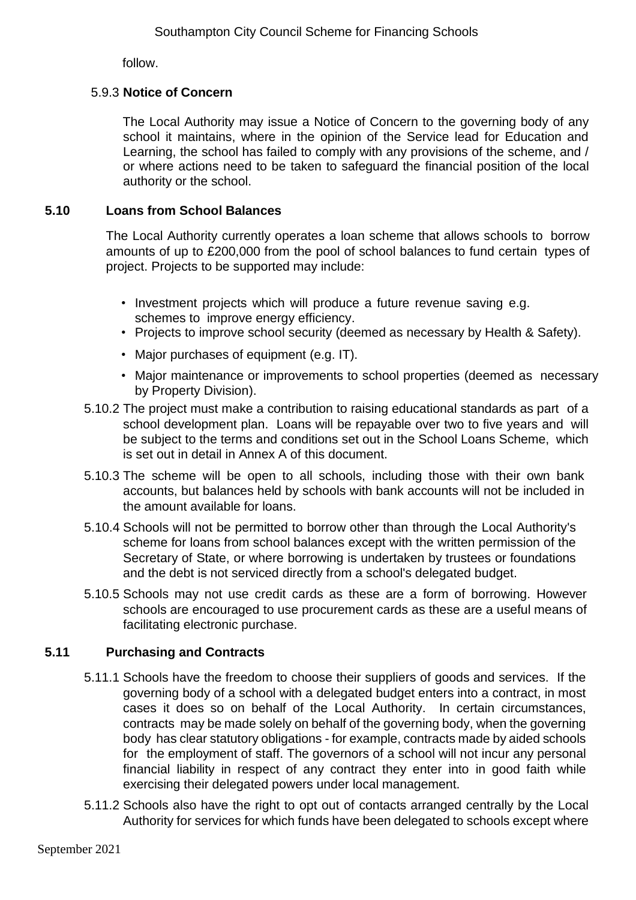follow.

#### 5.9.3 **Notice of Concern**

The Local Authority may issue a Notice of Concern to the governing body of any school it maintains, where in the opinion of the Service lead for Education and Learning, the school has failed to comply with any provisions of the scheme, and / or where actions need to be taken to safeguard the financial position of the local authority or the school.

### 5.10 Loans from School Balances

The Local Authority currently operates a loan scheme that allows schools to borrow amounts of up to £200,000 from the pool of school balances to fund certain types of project. Projects to be supported may include:

- Investment projects which will produce a future revenue saving e.g. schemes to improve energy efficiency.
- Projects to improve school security (deemed as necessary by Health & Safety).
- Major purchases of equipment (e.g. IT).
- Major maintenance or improvements to school properties (deemed as necessary by Property Division).

5.10.2 The project must make a contribution to raising educational standards as part of a school development plan. Loans will be repayable over two to five years and will be subject to the terms and conditions set out in the School Loans Scheme, which is set out in detail in Annex A of this document.

5.10.3 The scheme will be open to all schools, including those with their own bank accounts, but balances held by schools with bank accounts will not be included in the amount available for loans.

5.10.4 Schools will not be permitted to borrow other than through the Local Authority's scheme for loans from school balances except with the written permission of the Secretary of State, or where borrowing is undertaken by trustees or foundations and the debt is not serviced directly from a school's delegated budget.

5.10.5 Schools may not use credit cards as these are a form of borrowing. However schools are encouraged to use procurement cards as these are a useful means of facilitating electronic purchase.

### 5.11 Purchasing and Contracts

5.11.1 Schools have the freedom to choose their suppliers of goods and services. If the governing body of a school with a delegated budget enters into a contract, in most cases it does so on behalf of the Local Authority. In certain circumstances, contracts may be made solely on behalf of the governing body, when the governing body has clear statutory obligations - for example, contracts made by aided schools for the employment of staff. The governors of a school will not incur any personal financial liability in respect of any contract they enter into in good faith while exercising their delegated powers under local management.

5.11.2 Schools also have the right to opt out of contacts arranged centrally by the Local Authority for services for which funds have been delegated to schools except where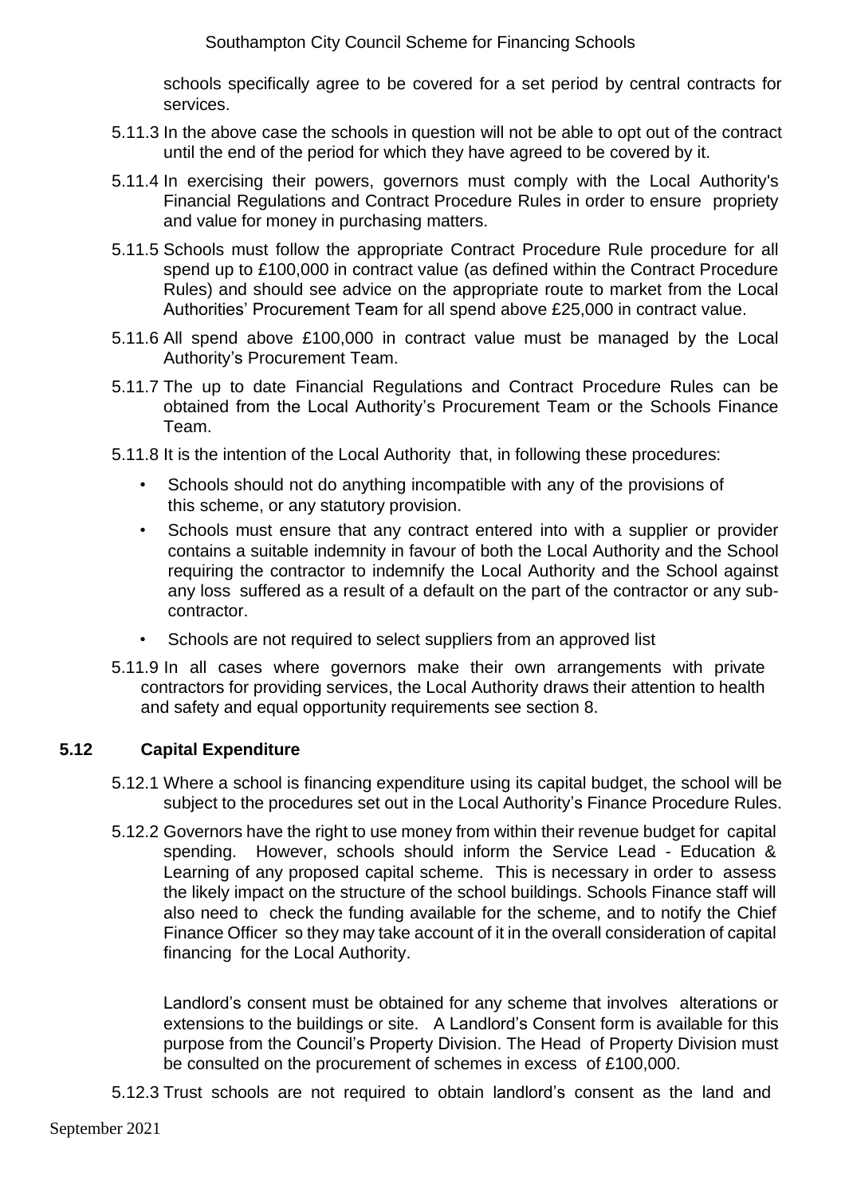schools specifically agree to be covered for a set period by central contracts for services.

5.11.3 In the above case the schools in question will not be able to opt out of the contract until the end of the period for which they have agreed to be covered by it.

5.11.4 In exercising their powers, governors must comply with the Local Authority's Financial Regulations and Contract Procedure Rules in order to ensure propriety and value for money in purchasing matters.

5.11.5 Schools must follow the appropriate Contract Procedure Rule procedure for all spend up to £100,000 in contract value (as defined within the Contract Procedure Rules) and should see advice on the appropriate route to market from the Local Authorities' Procurement Team for all spend above £25,000 in contract value.

5.11.6 All spend above £100,000 in contract value must be managed by the Local Authority's Procurement Team.

5.11.7 The up to date Financial Regulations and Contract Procedure Rules can be obtained from the Local Authority's Procurement Team or the Schools Finance Team.

5.11.8 It is the intention of the Local Authority that, in following these procedures:

- Schools should not do anything incompatible with any of the provisions of this scheme, or any statutory provision.
- Schools must ensure that any contract entered into with a supplier or provider contains a suitable indemnity in favour of both the Local Authority and the School requiring the contractor to indemnify the Local Authority and the School against any loss suffered as a result of a default on the part of the contractor or any sub-contractor.
- Schools are not required to select suppliers from an approved list

5.11.9 In all cases where governors make their own arrangements with private contractors for providing services, the Local Authority draws their attention to health and safety and equal opportunity requirements see section 8.

## 5.12 Capital Expenditure

5.12.1 Where a school is financing expenditure using its capital budget, the school will be subject to the procedures set out in the Local Authority's Finance Procedure Rules.

5.12.2 Governors have the right to use money from within their revenue budget for capital spending. However, schools should inform the Service Lead - Education & Learning of any proposed capital scheme. This is necessary in order to assess the likely impact on the structure of the school buildings. Schools Finance staff will also need to check the funding available for the scheme, and to notify the Chief Finance Officer so they may take account of it in the overall consideration of capital financing for the Local Authority.

Landlord's consent must be obtained for any scheme that involves alterations or extensions to the buildings or site. A Landlord's Consent form is available for this purpose from the Council's Property Division. The Head of Property Division must be consulted on the procurement of schemes in excess of £100,000.

5.12.3 Trust schools are not required to obtain landlord's consent as the land and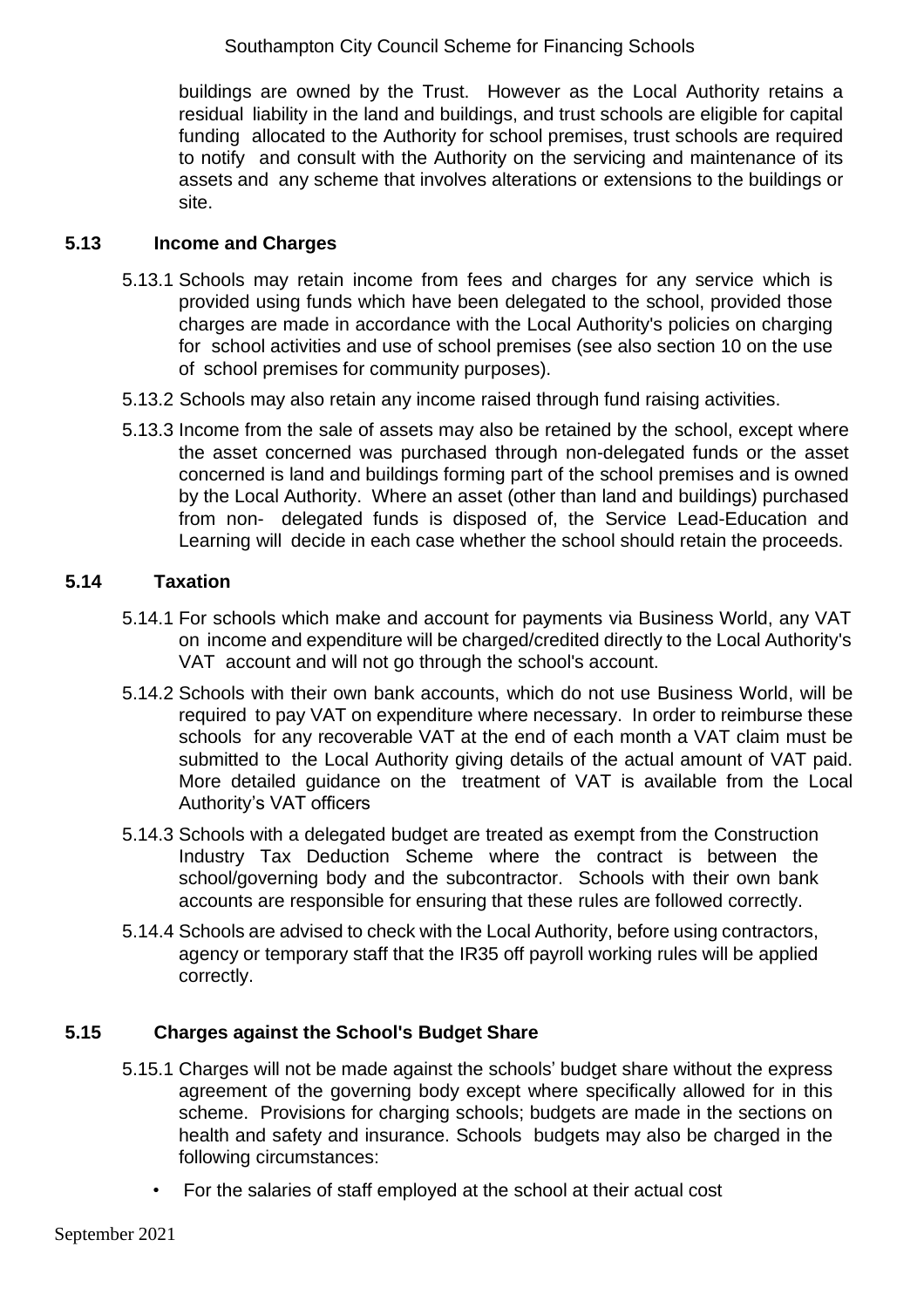buildings are owned by the Trust. However as the Local Authority retains a residual liability in the land and buildings, and trust schools are eligible for capital funding allocated to the Authority for school premises, trust schools are required to notify and consult with the Authority on the servicing and maintenance of its assets and any scheme that involves alterations or extensions to the buildings or site.

## 5.13 Income and Charges

5.13.1 Schools may retain income from fees and charges for any service which is provided using funds which have been delegated to the school, provided those charges are made in accordance with the Local Authority's policies on charging for school activities and use of school premises (see also section 10 on the use of school premises for community purposes).

5.13.2 Schools may also retain any income raised through fund raising activities.

5.13.3 Income from the sale of assets may also be retained by the school, except where the asset concerned was purchased through non-delegated funds or the asset concerned is land and buildings forming part of the school premises and is owned by the Local Authority. Where an asset (other than land and buildings) purchased from non- delegated funds is disposed of, the Service Lead-Education and Learning will decide in each case whether the school should retain the proceeds.

## 5.14 Taxation

5.14.1 For schools which make and account for payments via Business World, any VAT on income and expenditure will be charged/credited directly to the Local Authority's VAT account and will not go through the school's account.

5.14.2 Schools with their own bank accounts, which do not use Business World, will be required to pay VAT on expenditure where necessary. In order to reimburse these schools for any recoverable VAT at the end of each month a VAT claim must be submitted to the Local Authority giving details of the actual amount of VAT paid. More detailed guidance on the treatment of VAT is available from the Local Authority's VAT officers

5.14.3 Schools with a delegated budget are treated as exempt from the Construction Industry Tax Deduction Scheme where the contract is between the school/governing body and the subcontractor. Schools with their own bank accounts are responsible for ensuring that these rules are followed correctly.

5.14.4 Schools are advised to check with the Local Authority, before using contractors, agency or temporary staff that the IR35 off payroll working rules will be applied correctly.

## 5.15 Charges against the School's Budget Share

5.15.1 Charges will not be made against the schools' budget share without the express agreement of the governing body except where specifically allowed for in this scheme. Provisions for charging schools; budgets are made in the sections on health and safety and insurance. Schools budgets may also be charged in the following circumstances:

- For the salaries of staff employed at the school at their actual cost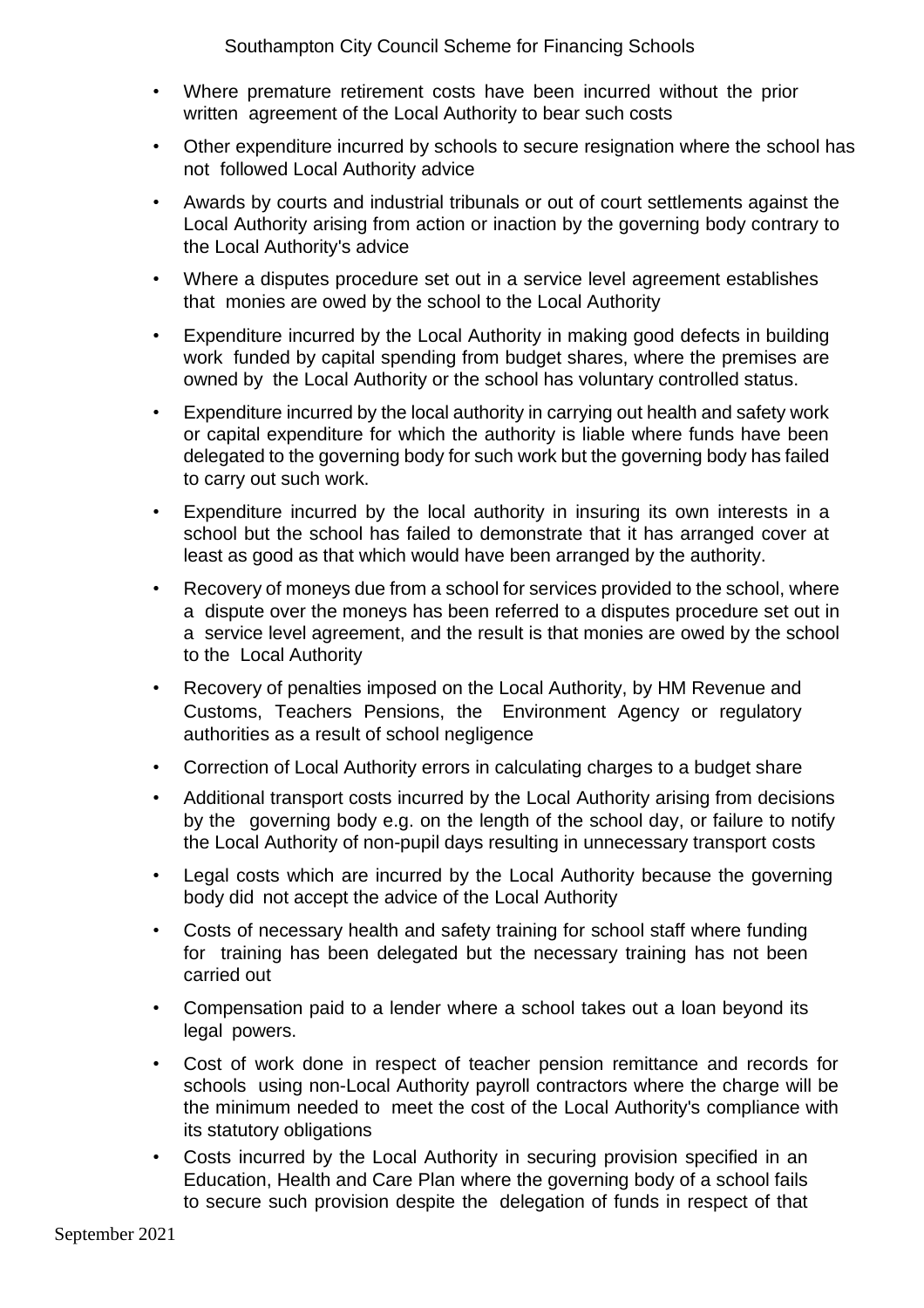- Where premature retirement costs have been incurred without the prior written agreement of the Local Authority to bear such costs
- Other expenditure incurred by schools to secure resignation where the school has not followed Local Authority advice
- Awards by courts and industrial tribunals or out of court settlements against the Local Authority arising from action or inaction by the governing body contrary to the Local Authority's advice
- Where a disputes procedure set out in a service level agreement establishes that monies are owed by the school to the Local Authority
- Expenditure incurred by the Local Authority in making good defects in building work funded by capital spending from budget shares, where the premises are owned by the Local Authority or the school has voluntary controlled status.
- Expenditure incurred by the local authority in carrying out health and safety work or capital expenditure for which the authority is liable where funds have been delegated to the governing body for such work but the governing body has failed to carry out such work.
- Expenditure incurred by the local authority in insuring its own interests in a school but the school has failed to demonstrate that it has arranged cover at least as good as that which would have been arranged by the authority.
- Recovery of moneys due from a school for services provided to the school, where a dispute over the moneys has been referred to a disputes procedure set out in a service level agreement, and the result is that monies are owed by the school to the Local Authority
- Recovery of penalties imposed on the Local Authority, by HM Revenue and Customs, Teachers Pensions, the Environment Agency or regulatory authorities as a result of school negligence
- Correction of Local Authority errors in calculating charges to a budget share
- Additional transport costs incurred by the Local Authority arising from decisions by the governing body e.g. on the length of the school day, or failure to notify the Local Authority of non-pupil days resulting in unnecessary transport costs
- Legal costs which are incurred by the Local Authority because the governing body did not accept the advice of the Local Authority
- Costs of necessary health and safety training for school staff where funding for training has been delegated but the necessary training has not been carried out
- Compensation paid to a lender where a school takes out a loan beyond its legal powers.
- Cost of work done in respect of teacher pension remittance and records for schools using non-Local Authority payroll contractors where the charge will be the minimum needed to meet the cost of the Local Authority's compliance with its statutory obligations
- Costs incurred by the Local Authority in securing provision specified in an Education, Health and Care Plan where the governing body of a school fails to secure such provision despite the delegation of funds in respect of that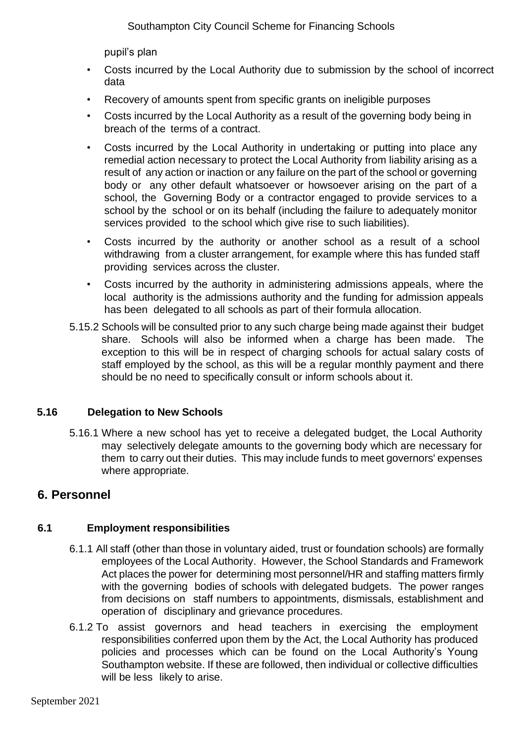pupil's plan

- Costs incurred by the Local Authority due to submission by the school of incorrect data
- Recovery of amounts spent from specific grants on ineligible purposes
- Costs incurred by the Local Authority as a result of the governing body being in breach of the terms of a contract.
- Costs incurred by the Local Authority in undertaking or putting into place any remedial action necessary to protect the Local Authority from liability arising as a result of any action or inaction or any failure on the part of the school or governing body or any other default whatsoever or howsoever arising on the part of a school, the Governing Body or a contractor engaged to provide services to a school by the school or on its behalf (including the failure to adequately monitor services provided to the school which give rise to such liabilities).
- Costs incurred by the authority or another school as a result of a school withdrawing from a cluster arrangement, for example where this has funded staff providing services across the cluster.
- Costs incurred by the authority in administering admissions appeals, where the local authority is the admissions authority and the funding for admission appeals has been delegated to all schools as part of their formula allocation.

5.15.2 Schools will be consulted prior to any such charge being made against their budget share. Schools will also be informed when a charge has been made. The exception to this will be in respect of charging schools for actual salary costs of staff employed by the school, as this will be a regular monthly payment and there should be no need to specifically consult or inform schools about it.

### 5.16 Delegation to New Schools

5.16.1 Where a new school has yet to receive a delegated budget, the Local Authority may selectively delegate amounts to the governing body which are necessary for them to carry out their duties. This may include funds to meet governors' expenses where appropriate.

## 6. Personnel

### 6.1 Employment responsibilities

6.1.1 All staff (other than those in voluntary aided, trust or foundation schools) are formally employees of the Local Authority. However, the School Standards and Framework Act places the power for determining most personnel/HR and staffing matters firmly with the governing bodies of schools with delegated budgets. The power ranges from decisions on staff numbers to appointments, dismissals, establishment and operation of disciplinary and grievance procedures.

6.1.2 To assist governors and head teachers in exercising the employment responsibilities conferred upon them by the Act, the Local Authority has produced policies and processes which can be found on the Local Authority's Young Southampton website. If these are followed, then individual or collective difficulties will be less likely to arise.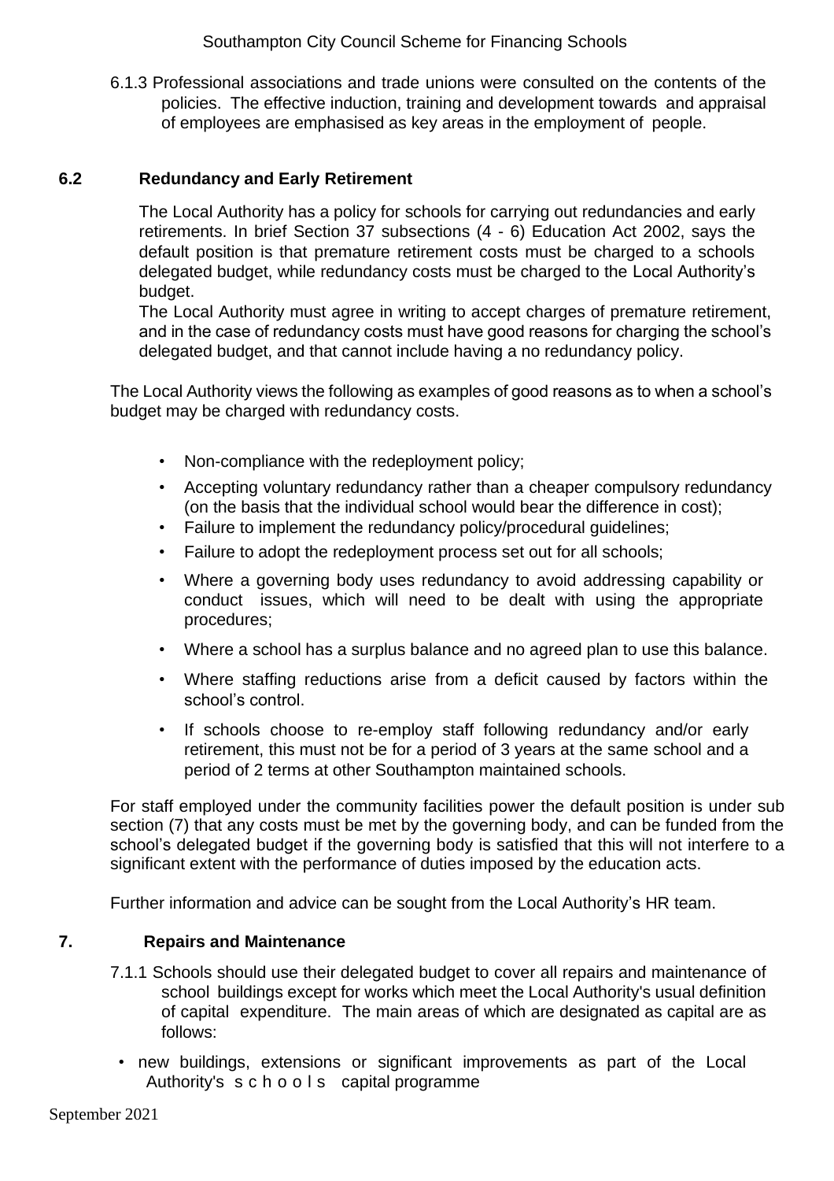6.1.3 Professional associations and trade unions were consulted on the contents of the policies. The effective induction, training and development towards and appraisal of employees are emphasised as key areas in the employment of people.

## 6.2 Redundancy and Early Retirement

The Local Authority has a policy for schools for carrying out redundancies and early retirements. In brief Section 37 subsections (4 - 6) Education Act 2002, says the default position is that premature retirement costs must be charged to a schools delegated budget, while redundancy costs must be charged to the Local Authority's budget.

The Local Authority must agree in writing to accept charges of premature retirement, and in the case of redundancy costs must have good reasons for charging the school's delegated budget, and that cannot include having a no redundancy policy.

The Local Authority views the following as examples of good reasons as to when a school's budget may be charged with redundancy costs.

- Non-compliance with the redeployment policy;
- Accepting voluntary redundancy rather than a cheaper compulsory redundancy (on the basis that the individual school would bear the difference in cost);
- Failure to implement the redundancy policy/procedural guidelines;
- Failure to adopt the redeployment process set out for all schools;
- Where a governing body uses redundancy to avoid addressing capability or conduct issues, which will need to be dealt with using the appropriate procedures;
- Where a school has a surplus balance and no agreed plan to use this balance.
- Where staffing reductions arise from a deficit caused by factors within the school's control.
- If schools choose to re-employ staff following redundancy and/or early retirement, this must not be for a period of 3 years at the same school and a period of 2 terms at other Southampton maintained schools.

For staff employed under the community facilities power the default position is under sub section (7) that any costs must be met by the governing body, and can be funded from the school's delegated budget if the governing body is satisfied that this will not interfere to a significant extent with the performance of duties imposed by the education acts.

Further information and advice can be sought from the Local Authority's HR team.

# 7. Repairs and Maintenance

7.1.1 Schools should use their delegated budget to cover all repairs and maintenance of school buildings except for works which meet the Local Authority's usual definition of capital expenditure. The main areas of which are designated as capital are as follows:

- new buildings, extensions or significant improvements as part of the Local Authority's schools capital programme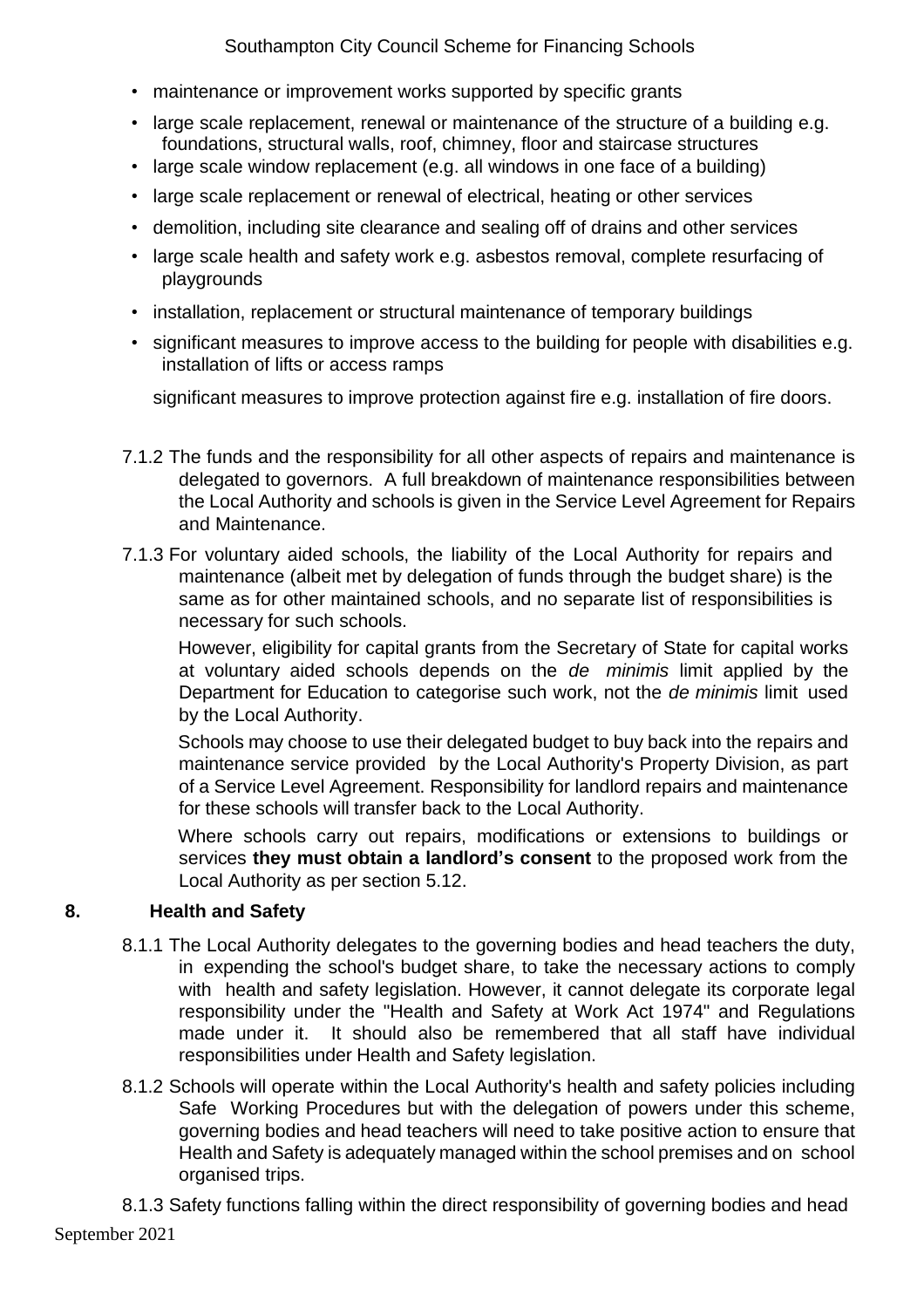- maintenance or improvement works supported by specific grants
- large scale replacement, renewal or maintenance of the structure of a building e.g. foundations, structural walls, roof, chimney, floor and staircase structures
- large scale window replacement (e.g. all windows in one face of a building)
- large scale replacement or renewal of electrical, heating or other services
- demolition, including site clearance and sealing off of drains and other services
- large scale health and safety work e.g. asbestos removal, complete resurfacing of playgrounds
- installation, replacement or structural maintenance of temporary buildings
- significant measures to improve access to the building for people with disabilities e.g. installation of lifts or access ramps

  significant measures to improve protection against fire e.g. installation of fire doors.

7.1.2 The funds and the responsibility for all other aspects of repairs and maintenance is delegated to governors. A full breakdown of maintenance responsibilities between the Local Authority and schools is given in the Service Level Agreement for Repairs and Maintenance.

7.1.3 For voluntary aided schools, the liability of the Local Authority for repairs and maintenance (albeit met by delegation of funds through the budget share) is the same as for other maintained schools, and no separate list of responsibilities is necessary for such schools.

However, eligibility for capital grants from the Secretary of State for capital works at voluntary aided schools depends on the *de minimis* limit applied by the Department for Education to categorise such work, not the *de minimis* limit used by the Local Authority.

Schools may choose to use their delegated budget to buy back into the repairs and maintenance service provided by the Local Authority's Property Division, as part of a Service Level Agreement. Responsibility for landlord repairs and maintenance for these schools will transfer back to the Local Authority.

Where schools carry out repairs, modifications or extensions to buildings or services **they must obtain a landlord's consent** to the proposed work from the Local Authority as per section 5.12.

## 8. Health and Safety

8.1.1 The Local Authority delegates to the governing bodies and head teachers the duty, in expending the school's budget share, to take the necessary actions to comply with health and safety legislation. However, it cannot delegate its corporate legal responsibility under the "Health and Safety at Work Act 1974" and Regulations made under it. It should also be remembered that all staff have individual responsibilities under Health and Safety legislation.

8.1.2 Schools will operate within the Local Authority's health and safety policies including Safe Working Procedures but with the delegation of powers under this scheme, governing bodies and head teachers will need to take positive action to ensure that Health and Safety is adequately managed within the school premises and on school organised trips.

8.1.3 Safety functions falling within the direct responsibility of governing bodies and head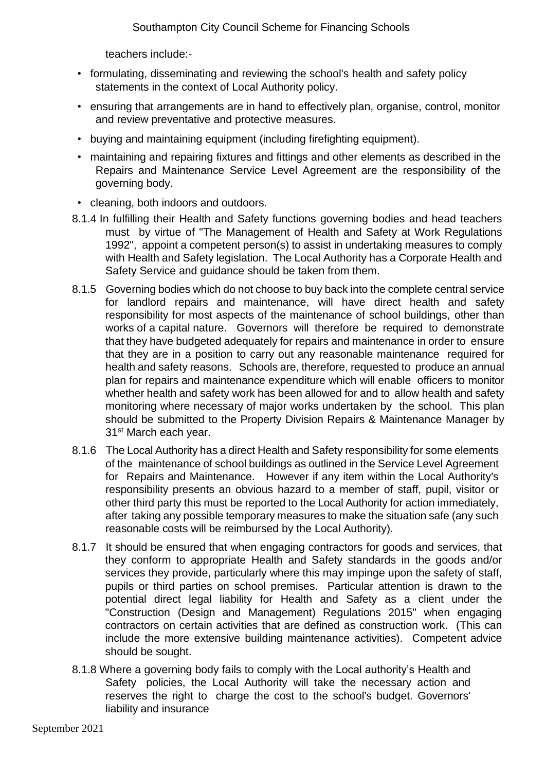teachers include:-

- formulating, disseminating and reviewing the school's health and safety policy statements in the context of Local Authority policy.
- ensuring that arrangements are in hand to effectively plan, organise, control, monitor and review preventative and protective measures.
- buying and maintaining equipment (including firefighting equipment).
- maintaining and repairing fixtures and fittings and other elements as described in the Repairs and Maintenance Service Level Agreement are the responsibility of the governing body.
- cleaning, both indoors and outdoors.

8.1.4 In fulfilling their Health and Safety functions governing bodies and head teachers must by virtue of "The Management of Health and Safety at Work Regulations 1992", appoint a competent person(s) to assist in undertaking measures to comply with Health and Safety legislation. The Local Authority has a Corporate Health and Safety Service and guidance should be taken from them.

8.1.5 Governing bodies which do not choose to buy back into the complete central service for landlord repairs and maintenance, will have direct health and safety responsibility for most aspects of the maintenance of school buildings, other than works of a capital nature. Governors will therefore be required to demonstrate that they have budgeted adequately for repairs and maintenance in order to ensure that they are in a position to carry out any reasonable maintenance required for health and safety reasons. Schools are, therefore, requested to produce an annual plan for repairs and maintenance expenditure which will enable officers to monitor whether health and safety work has been allowed for and to allow health and safety monitoring where necessary of major works undertaken by the school. This plan should be submitted to the Property Division Repairs & Maintenance Manager by 31st March each year.

8.1.6 The Local Authority has a direct Health and Safety responsibility for some elements of the maintenance of school buildings as outlined in the Service Level Agreement for Repairs and Maintenance. However if any item within the Local Authority's responsibility presents an obvious hazard to a member of staff, pupil, visitor or other third party this must be reported to the Local Authority for action immediately, after taking any possible temporary measures to make the situation safe (any such reasonable costs will be reimbursed by the Local Authority).

8.1.7 It should be ensured that when engaging contractors for goods and services, that they conform to appropriate Health and Safety standards in the goods and/or services they provide, particularly where this may impinge upon the safety of staff, pupils or third parties on school premises. Particular attention is drawn to the potential direct legal liability for Health and Safety as a client under the "Construction (Design and Management) Regulations 2015" when engaging contractors on certain activities that are defined as construction work. (This can include the more extensive building maintenance activities). Competent advice should be sought.

8.1.8 Where a governing body fails to comply with the Local authority's Health and Safety policies, the Local Authority will take the necessary action and reserves the right to charge the cost to the school's budget. Governors' liability and insurance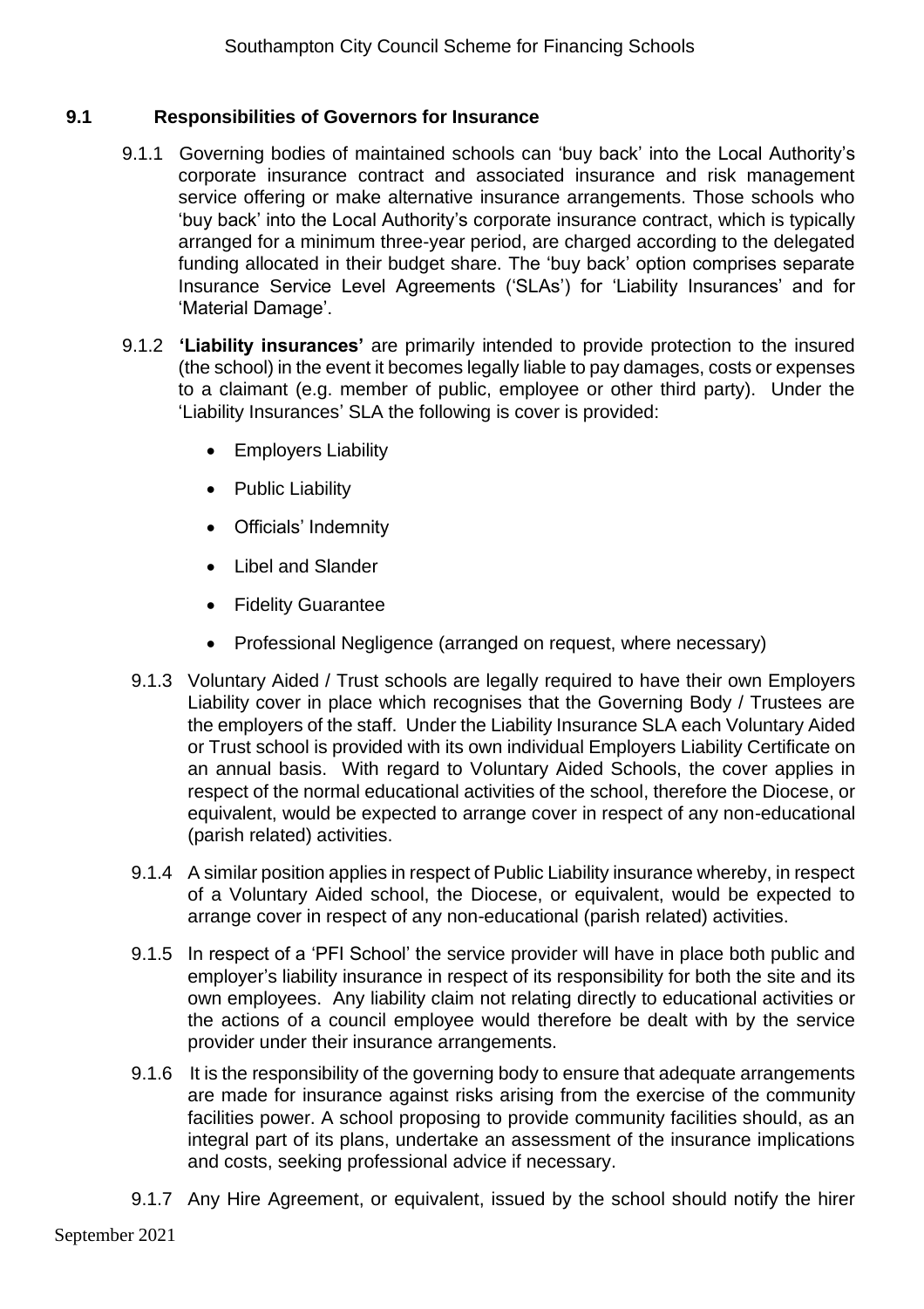## 9.1 Responsibilities of Governors for Insurance

9.1.1 Governing bodies of maintained schools can 'buy back' into the Local Authority's corporate insurance contract and associated insurance and risk management service offering or make alternative insurance arrangements. Those schools who 'buy back' into the Local Authority's corporate insurance contract, which is typically arranged for a minimum three-year period, are charged according to the delegated funding allocated in their budget share. The 'buy back' option comprises separate Insurance Service Level Agreements ('SLAs') for 'Liability Insurances' and for 'Material Damage'.

9.1.2 **'Liability insurances'** are primarily intended to provide protection to the insured (the school) in the event it becomes legally liable to pay damages, costs or expenses to a claimant (e.g. member of public, employee or other third party). Under the 'Liability Insurances' SLA the following is cover is provided:

- Employers Liability
- Public Liability
- Officials' Indemnity
- Libel and Slander
- Fidelity Guarantee
- Professional Negligence (arranged on request, where necessary)

9.1.3 Voluntary Aided / Trust schools are legally required to have their own Employers Liability cover in place which recognises that the Governing Body / Trustees are the employers of the staff. Under the Liability Insurance SLA each Voluntary Aided or Trust school is provided with its own individual Employers Liability Certificate on an annual basis. With regard to Voluntary Aided Schools, the cover applies in respect of the normal educational activities of the school, therefore the Diocese, or equivalent, would be expected to arrange cover in respect of any non-educational (parish related) activities.

9.1.4 A similar position applies in respect of Public Liability insurance whereby, in respect of a Voluntary Aided school, the Diocese, or equivalent, would be expected to arrange cover in respect of any non-educational (parish related) activities.

9.1.5 In respect of a 'PFI School' the service provider will have in place both public and employer's liability insurance in respect of its responsibility for both the site and its own employees. Any liability claim not relating directly to educational activities or the actions of a council employee would therefore be dealt with by the service provider under their insurance arrangements.

9.1.6 It is the responsibility of the governing body to ensure that adequate arrangements are made for insurance against risks arising from the exercise of the community facilities power. A school proposing to provide community facilities should, as an integral part of its plans, undertake an assessment of the insurance implications and costs, seeking professional advice if necessary.

9.1.7 Any Hire Agreement, or equivalent, issued by the school should notify the hirer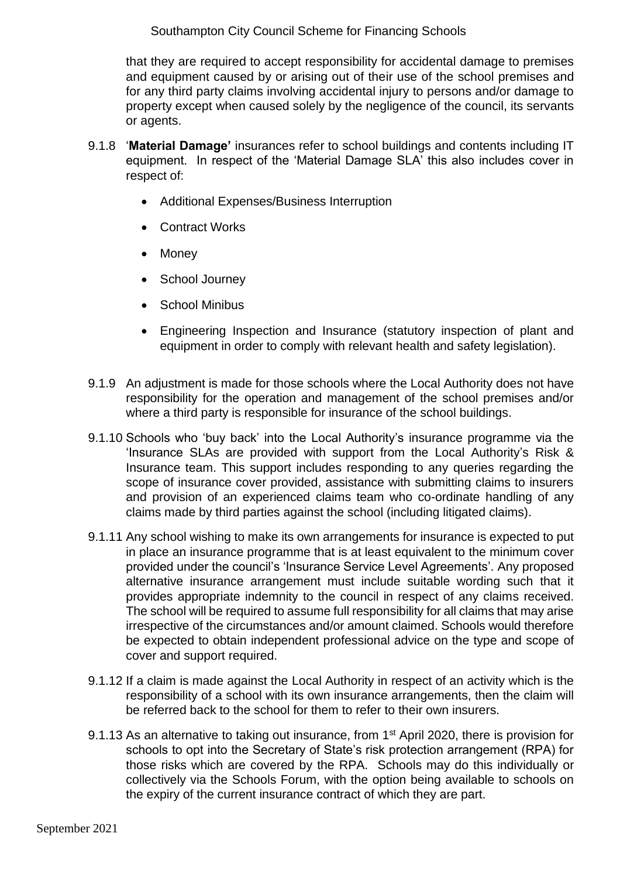that they are required to accept responsibility for accidental damage to premises and equipment caused by or arising out of their use of the school premises and for any third party claims involving accidental injury to persons and/or damage to property except when caused solely by the negligence of the council, its servants or agents.

9.1.8 '**Material Damage'** insurances refer to school buildings and contents including IT equipment. In respect of the 'Material Damage SLA' this also includes cover in respect of:

- Additional Expenses/Business Interruption
- Contract Works
- Money
- School Journey
- School Minibus
- Engineering Inspection and Insurance (statutory inspection of plant and equipment in order to comply with relevant health and safety legislation).

9.1.9 An adjustment is made for those schools where the Local Authority does not have responsibility for the operation and management of the school premises and/or where a third party is responsible for insurance of the school buildings.

9.1.10 Schools who 'buy back' into the Local Authority's insurance programme via the 'Insurance SLAs are provided with support from the Local Authority's Risk & Insurance team. This support includes responding to any queries regarding the scope of insurance cover provided, assistance with submitting claims to insurers and provision of an experienced claims team who co-ordinate handling of any claims made by third parties against the school (including litigated claims).

9.1.11 Any school wishing to make its own arrangements for insurance is expected to put in place an insurance programme that is at least equivalent to the minimum cover provided under the council's 'Insurance Service Level Agreements'. Any proposed alternative insurance arrangement must include suitable wording such that it provides appropriate indemnity to the council in respect of any claims received. The school will be required to assume full responsibility for all claims that may arise irrespective of the circumstances and/or amount claimed. Schools would therefore be expected to obtain independent professional advice on the type and scope of cover and support required.

9.1.12 If a claim is made against the Local Authority in respect of an activity which is the responsibility of a school with its own insurance arrangements, then the claim will be referred back to the school for them to refer to their own insurers.

9.1.13 As an alternative to taking out insurance, from 1st April 2020, there is provision for schools to opt into the Secretary of State's risk protection arrangement (RPA) for those risks which are covered by the RPA. Schools may do this individually or collectively via the Schools Forum, with the option being available to schools on the expiry of the current insurance contract of which they are part.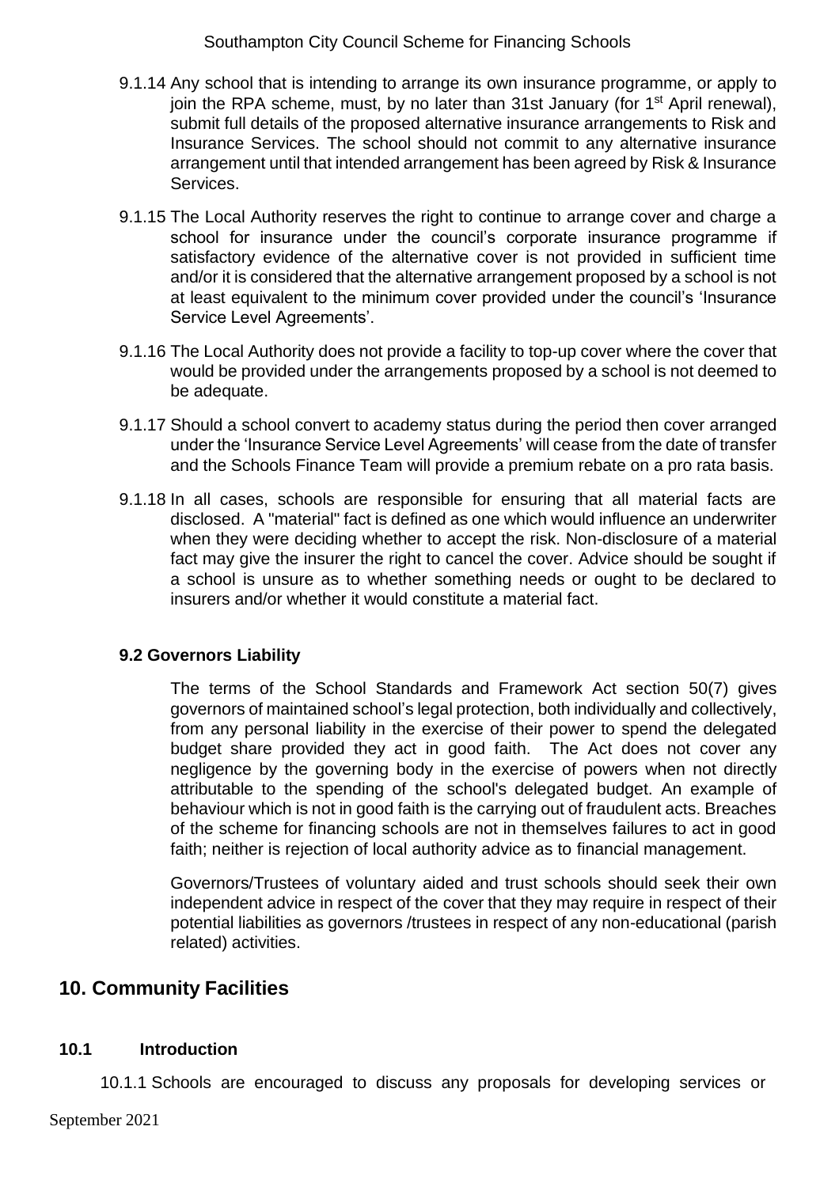9.1.14 Any school that is intending to arrange its own insurance programme, or apply to join the RPA scheme, must, by no later than 31st January (for 1st April renewal), submit full details of the proposed alternative insurance arrangements to Risk and Insurance Services. The school should not commit to any alternative insurance arrangement until that intended arrangement has been agreed by Risk & Insurance Services.

9.1.15 The Local Authority reserves the right to continue to arrange cover and charge a school for insurance under the council's corporate insurance programme if satisfactory evidence of the alternative cover is not provided in sufficient time and/or it is considered that the alternative arrangement proposed by a school is not at least equivalent to the minimum cover provided under the council's 'Insurance Service Level Agreements'.

9.1.16 The Local Authority does not provide a facility to top-up cover where the cover that would be provided under the arrangements proposed by a school is not deemed to be adequate.

9.1.17 Should a school convert to academy status during the period then cover arranged under the 'Insurance Service Level Agreements' will cease from the date of transfer and the Schools Finance Team will provide a premium rebate on a pro rata basis.

9.1.18 In all cases, schools are responsible for ensuring that all material facts are disclosed. A "material" fact is defined as one which would influence an underwriter when they were deciding whether to accept the risk. Non-disclosure of a material fact may give the insurer the right to cancel the cover. Advice should be sought if a school is unsure as to whether something needs or ought to be declared to insurers and/or whether it would constitute a material fact.

### 9.2 Governors Liability

The terms of the School Standards and Framework Act section 50(7) gives governors of maintained school's legal protection, both individually and collectively, from any personal liability in the exercise of their power to spend the delegated budget share provided they act in good faith. The Act does not cover any negligence by the governing body in the exercise of powers when not directly attributable to the spending of the school's delegated budget. An example of behaviour which is not in good faith is the carrying out of fraudulent acts. Breaches of the scheme for financing schools are not in themselves failures to act in good faith; neither is rejection of local authority advice as to financial management.

Governors/Trustees of voluntary aided and trust schools should seek their own independent advice in respect of the cover that they may require in respect of their potential liabilities as governors /trustees in respect of any non-educational (parish related) activities.

## 10. Community Facilities

### 10.1 Introduction

10.1.1 Schools are encouraged to discuss any proposals for developing services or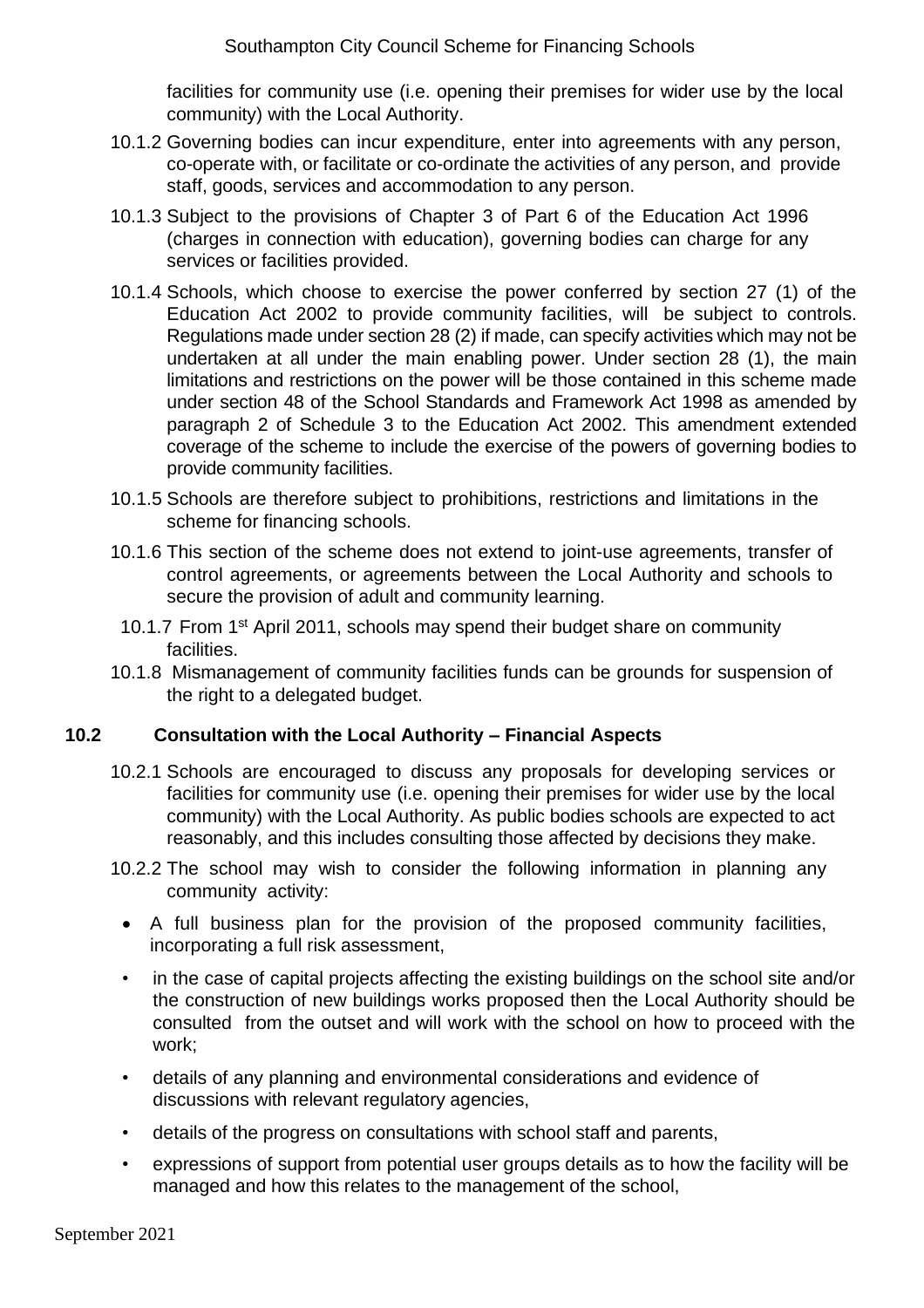facilities for community use (i.e. opening their premises for wider use by the local community) with the Local Authority.

10.1.2 Governing bodies can incur expenditure, enter into agreements with any person, co-operate with, or facilitate or co-ordinate the activities of any person, and provide staff, goods, services and accommodation to any person.

10.1.3 Subject to the provisions of Chapter 3 of Part 6 of the Education Act 1996 (charges in connection with education), governing bodies can charge for any services or facilities provided.

10.1.4 Schools, which choose to exercise the power conferred by section 27 (1) of the Education Act 2002 to provide community facilities, will be subject to controls. Regulations made under section 28 (2) if made, can specify activities which may not be undertaken at all under the main enabling power. Under section 28 (1), the main limitations and restrictions on the power will be those contained in this scheme made under section 48 of the School Standards and Framework Act 1998 as amended by paragraph 2 of Schedule 3 to the Education Act 2002. This amendment extended coverage of the scheme to include the exercise of the powers of governing bodies to provide community facilities.

10.1.5 Schools are therefore subject to prohibitions, restrictions and limitations in the scheme for financing schools.

10.1.6 This section of the scheme does not extend to joint-use agreements, transfer of control agreements, or agreements between the Local Authority and schools to secure the provision of adult and community learning.

10.1.7 From 1st April 2011, schools may spend their budget share on community facilities.

10.1.8 Mismanagement of community facilities funds can be grounds for suspension of the right to a delegated budget.

## 10.2 Consultation with the Local Authority – Financial Aspects

10.2.1 Schools are encouraged to discuss any proposals for developing services or facilities for community use (i.e. opening their premises for wider use by the local community) with the Local Authority. As public bodies schools are expected to act reasonably, and this includes consulting those affected by decisions they make.

10.2.2 The school may wish to consider the following information in planning any community activity:

- A full business plan for the provision of the proposed community facilities, incorporating a full risk assessment,
- in the case of capital projects affecting the existing buildings on the school site and/or the construction of new buildings works proposed then the Local Authority should be consulted from the outset and will work with the school on how to proceed with the work;
- details of any planning and environmental considerations and evidence of discussions with relevant regulatory agencies,
- details of the progress on consultations with school staff and parents,
- expressions of support from potential user groups details as to how the facility will be managed and how this relates to the management of the school,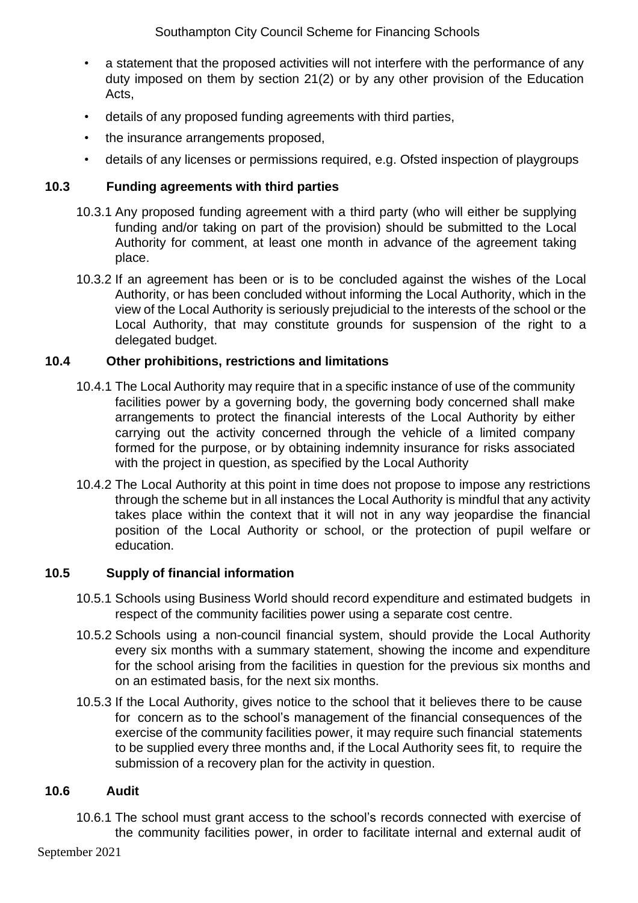- a statement that the proposed activities will not interfere with the performance of any duty imposed on them by section 21(2) or by any other provision of the Education Acts,
- details of any proposed funding agreements with third parties,
- the insurance arrangements proposed,
- details of any licenses or permissions required, e.g. Ofsted inspection of playgroups

### 10.3 Funding agreements with third parties

10.3.1 Any proposed funding agreement with a third party (who will either be supplying funding and/or taking on part of the provision) should be submitted to the Local Authority for comment, at least one month in advance of the agreement taking place.

10.3.2 If an agreement has been or is to be concluded against the wishes of the Local Authority, or has been concluded without informing the Local Authority, which in the view of the Local Authority is seriously prejudicial to the interests of the school or the Local Authority, that may constitute grounds for suspension of the right to a delegated budget.

### 10.4 Other prohibitions, restrictions and limitations

10.4.1 The Local Authority may require that in a specific instance of use of the community facilities power by a governing body, the governing body concerned shall make arrangements to protect the financial interests of the Local Authority by either carrying out the activity concerned through the vehicle of a limited company formed for the purpose, or by obtaining indemnity insurance for risks associated with the project in question, as specified by the Local Authority

10.4.2 The Local Authority at this point in time does not propose to impose any restrictions through the scheme but in all instances the Local Authority is mindful that any activity takes place within the context that it will not in any way jeopardise the financial position of the Local Authority or school, or the protection of pupil welfare or education.

### 10.5 Supply of financial information

10.5.1 Schools using Business World should record expenditure and estimated budgets in respect of the community facilities power using a separate cost centre.

10.5.2 Schools using a non-council financial system, should provide the Local Authority every six months with a summary statement, showing the income and expenditure for the school arising from the facilities in question for the previous six months and on an estimated basis, for the next six months.

10.5.3 If the Local Authority, gives notice to the school that it believes there to be cause for concern as to the school's management of the financial consequences of the exercise of the community facilities power, it may require such financial statements to be supplied every three months and, if the Local Authority sees fit, to require the submission of a recovery plan for the activity in question.

### 10.6 Audit

10.6.1 The school must grant access to the school's records connected with exercise of the community facilities power, in order to facilitate internal and external audit of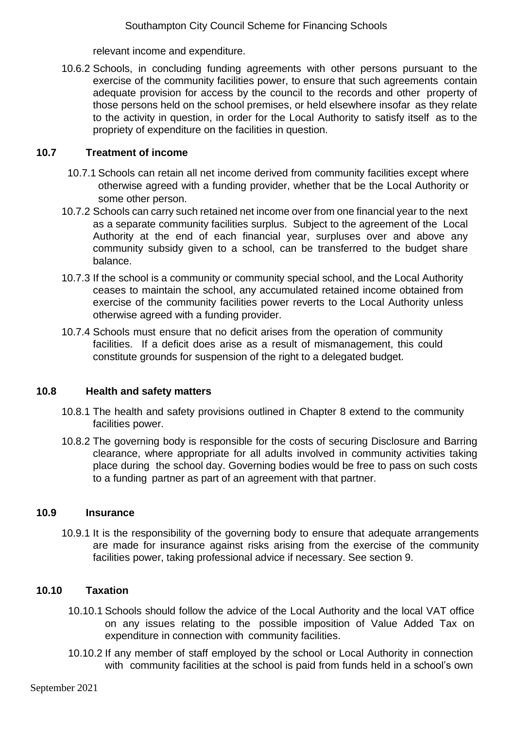relevant income and expenditure.

10.6.2 Schools, in concluding funding agreements with other persons pursuant to the exercise of the community facilities power, to ensure that such agreements contain adequate provision for access by the council to the records and other property of those persons held on the school premises, or held elsewhere insofar as they relate to the activity in question, in order for the Local Authority to satisfy itself as to the propriety of expenditure on the facilities in question.

### 10.7 Treatment of income

10.7.1 Schools can retain all net income derived from community facilities except where otherwise agreed with a funding provider, whether that be the Local Authority or some other person.

10.7.2 Schools can carry such retained net income over from one financial year to the next as a separate community facilities surplus. Subject to the agreement of the Local Authority at the end of each financial year, surpluses over and above any community subsidy given to a school, can be transferred to the budget share balance.

10.7.3 If the school is a community or community special school, and the Local Authority ceases to maintain the school, any accumulated retained income obtained from exercise of the community facilities power reverts to the Local Authority unless otherwise agreed with a funding provider.

10.7.4 Schools must ensure that no deficit arises from the operation of community facilities. If a deficit does arise as a result of mismanagement, this could constitute grounds for suspension of the right to a delegated budget.

### 10.8 Health and safety matters

10.8.1 The health and safety provisions outlined in Chapter 8 extend to the community facilities power.

10.8.2 The governing body is responsible for the costs of securing Disclosure and Barring clearance, where appropriate for all adults involved in community activities taking place during the school day. Governing bodies would be free to pass on such costs to a funding partner as part of an agreement with that partner.

### 10.9 Insurance

10.9.1 It is the responsibility of the governing body to ensure that adequate arrangements are made for insurance against risks arising from the exercise of the community facilities power, taking professional advice if necessary. See section 9.

### 10.10 Taxation

10.10.1 Schools should follow the advice of the Local Authority and the local VAT office on any issues relating to the possible imposition of Value Added Tax on expenditure in connection with community facilities.

10.10.2 If any member of staff employed by the school or Local Authority in connection with community facilities at the school is paid from funds held in a school's own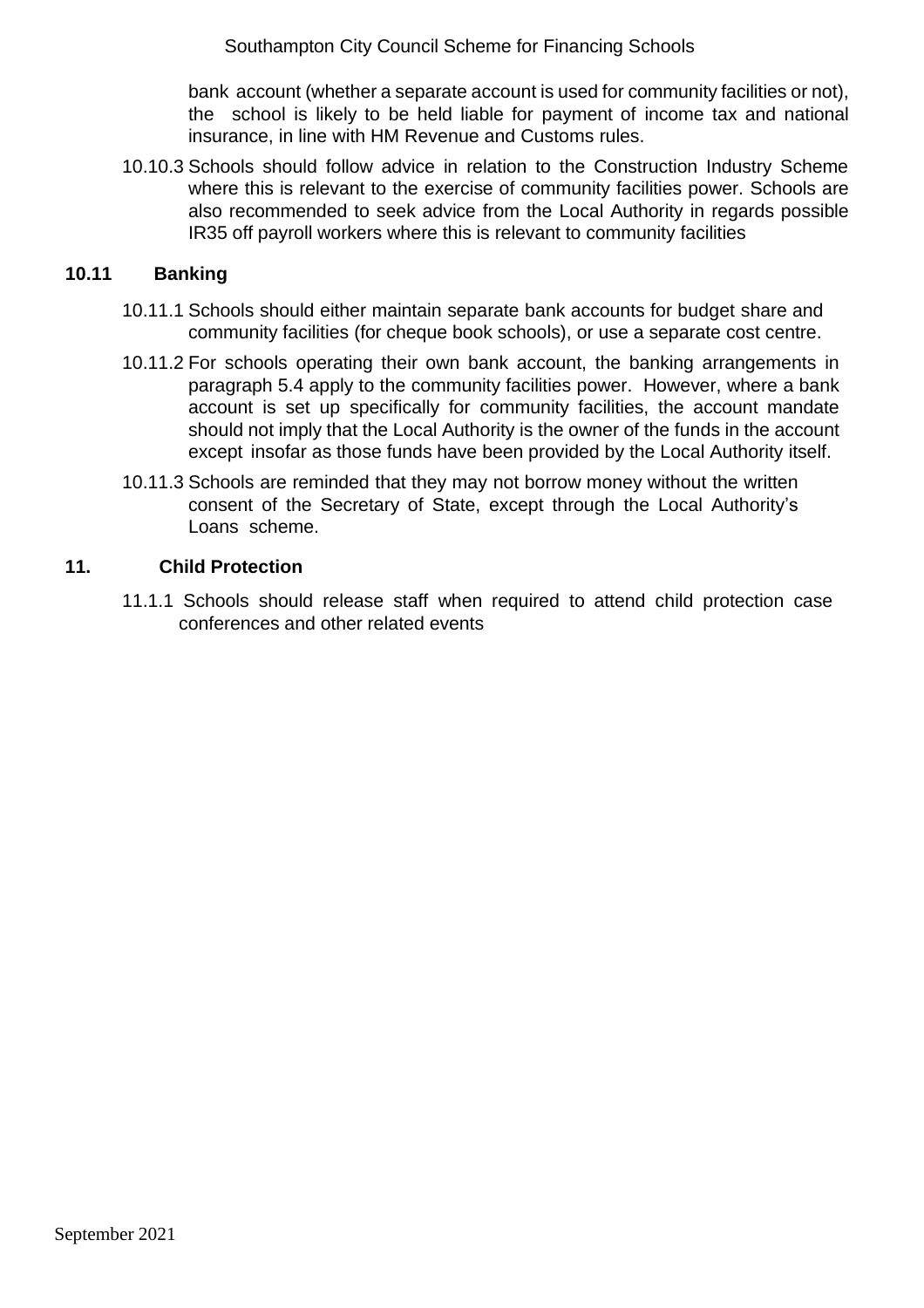bank account (whether a separate account is used for community facilities or not), the school is likely to be held liable for payment of income tax and national insurance, in line with HM Revenue and Customs rules.

10.10.3 Schools should follow advice in relation to the Construction Industry Scheme where this is relevant to the exercise of community facilities power. Schools are also recommended to seek advice from the Local Authority in regards possible IR35 off payroll workers where this is relevant to community facilities

### 10.11 Banking

10.11.1 Schools should either maintain separate bank accounts for budget share and community facilities (for cheque book schools), or use a separate cost centre.

10.11.2 For schools operating their own bank account, the banking arrangements in paragraph 5.4 apply to the community facilities power. However, where a bank account is set up specifically for community facilities, the account mandate should not imply that the Local Authority is the owner of the funds in the account except insofar as those funds have been provided by the Local Authority itself.

10.11.3 Schools are reminded that they may not borrow money without the written consent of the Secretary of State, except through the Local Authority's Loans scheme.

## 11. Child Protection

11.1.1 Schools should release staff when required to attend child protection case conferences and other related events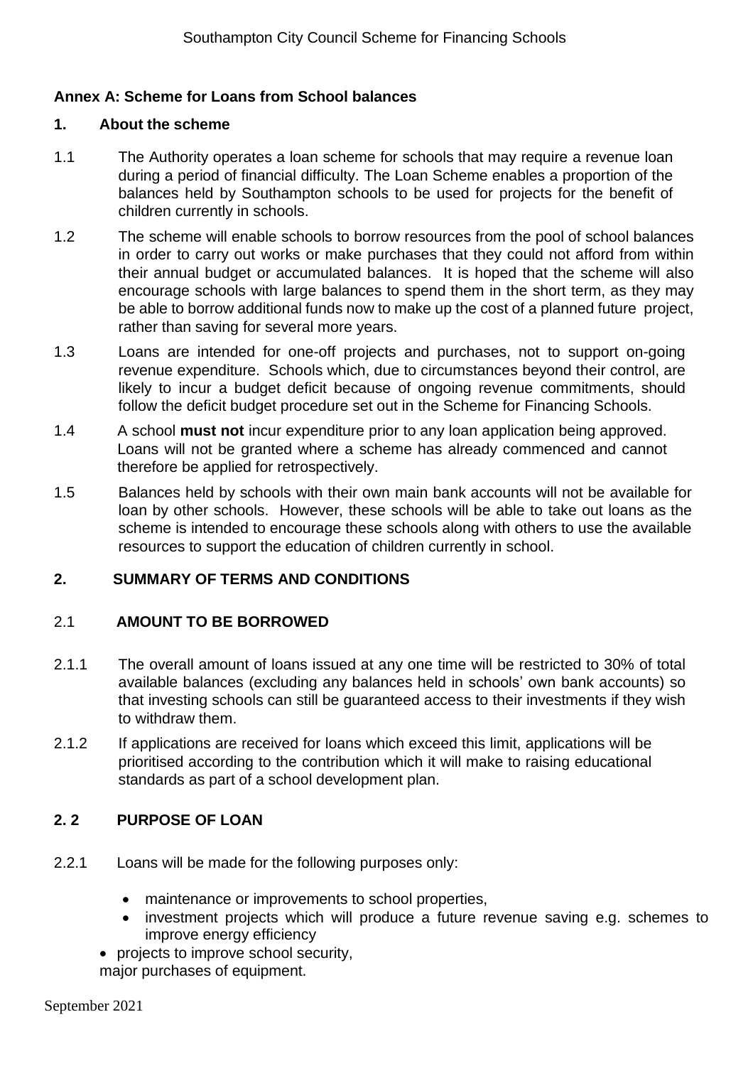## Annex A: Scheme for Loans from School balances

### 1. About the scheme

1.1 The Authority operates a loan scheme for schools that may require a revenue loan during a period of financial difficulty. The Loan Scheme enables a proportion of the balances held by Southampton schools to be used for projects for the benefit of children currently in schools.

1.2 The scheme will enable schools to borrow resources from the pool of school balances in order to carry out works or make purchases that they could not afford from within their annual budget or accumulated balances. It is hoped that the scheme will also encourage schools with large balances to spend them in the short term, as they may be able to borrow additional funds now to make up the cost of a planned future project, rather than saving for several more years.

1.3 Loans are intended for one-off projects and purchases, not to support on-going revenue expenditure. Schools which, due to circumstances beyond their control, are likely to incur a budget deficit because of ongoing revenue commitments, should follow the deficit budget procedure set out in the Scheme for Financing Schools.

1.4 A school **must not** incur expenditure prior to any loan application being approved. Loans will not be granted where a scheme has already commenced and cannot therefore be applied for retrospectively.

1.5 Balances held by schools with their own main bank accounts will not be available for loan by other schools. However, these schools will be able to take out loans as the scheme is intended to encourage these schools along with others to use the available resources to support the education of children currently in school.

### 2. SUMMARY OF TERMS AND CONDITIONS

#### 2.1 AMOUNT TO BE BORROWED

2.1.1 The overall amount of loans issued at any one time will be restricted to 30% of total available balances (excluding any balances held in schools' own bank accounts) so that investing schools can still be guaranteed access to their investments if they wish to withdraw them.

2.1.2 If applications are received for loans which exceed this limit, applications will be prioritised according to the contribution which it will make to raising educational standards as part of a school development plan.

#### 2. 2 PURPOSE OF LOAN

2.2.1 Loans will be made for the following purposes only:

- maintenance or improvements to school properties,
- investment projects which will produce a future revenue saving e.g. schemes to improve energy efficiency
- projects to improve school security,

major purchases of equipment.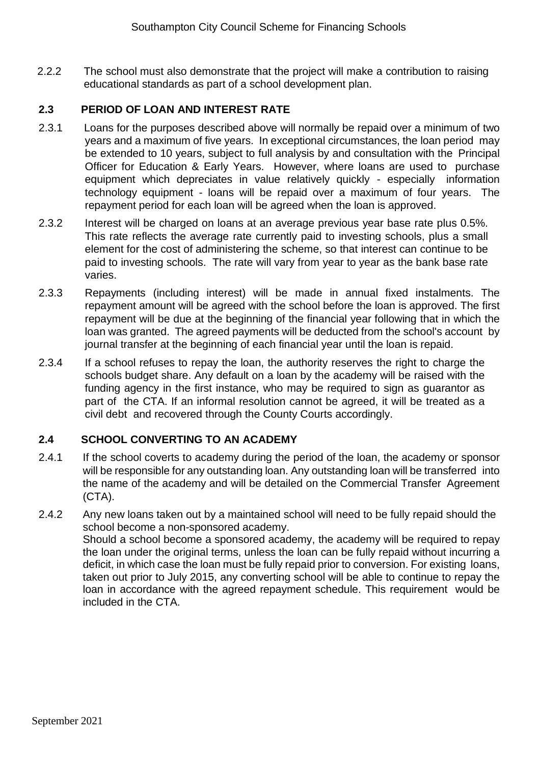2.2.2 The school must also demonstrate that the project will make a contribution to raising educational standards as part of a school development plan.

## 2.3 PERIOD OF LOAN AND INTEREST RATE

2.3.1 Loans for the purposes described above will normally be repaid over a minimum of two years and a maximum of five years. In exceptional circumstances, the loan period may be extended to 10 years, subject to full analysis by and consultation with the Principal Officer for Education & Early Years. However, where loans are used to purchase equipment which depreciates in value relatively quickly - especially information technology equipment - loans will be repaid over a maximum of four years. The repayment period for each loan will be agreed when the loan is approved.

2.3.2 Interest will be charged on loans at an average previous year base rate plus 0.5%. This rate reflects the average rate currently paid to investing schools, plus a small element for the cost of administering the scheme, so that interest can continue to be paid to investing schools. The rate will vary from year to year as the bank base rate varies.

2.3.3 Repayments (including interest) will be made in annual fixed instalments. The repayment amount will be agreed with the school before the loan is approved. The first repayment will be due at the beginning of the financial year following that in which the loan was granted. The agreed payments will be deducted from the school's account by journal transfer at the beginning of each financial year until the loan is repaid.

2.3.4 If a school refuses to repay the loan, the authority reserves the right to charge the schools budget share. Any default on a loan by the academy will be raised with the funding agency in the first instance, who may be required to sign as guarantor as part of the CTA. If an informal resolution cannot be agreed, it will be treated as a civil debt and recovered through the County Courts accordingly.

## 2.4 SCHOOL CONVERTING TO AN ACADEMY

2.4.1 If the school coverts to academy during the period of the loan, the academy or sponsor will be responsible for any outstanding loan. Any outstanding loan will be transferred into the name of the academy and will be detailed on the Commercial Transfer Agreement (CTA).

2.4.2 Any new loans taken out by a maintained school will need to be fully repaid should the school become a non-sponsored academy.
Should a school become a sponsored academy, the academy will be required to repay the loan under the original terms, unless the loan can be fully repaid without incurring a deficit, in which case the loan must be fully repaid prior to conversion. For existing loans, taken out prior to July 2015, any converting school will be able to continue to repay the loan in accordance with the agreed repayment schedule. This requirement would be included in the CTA.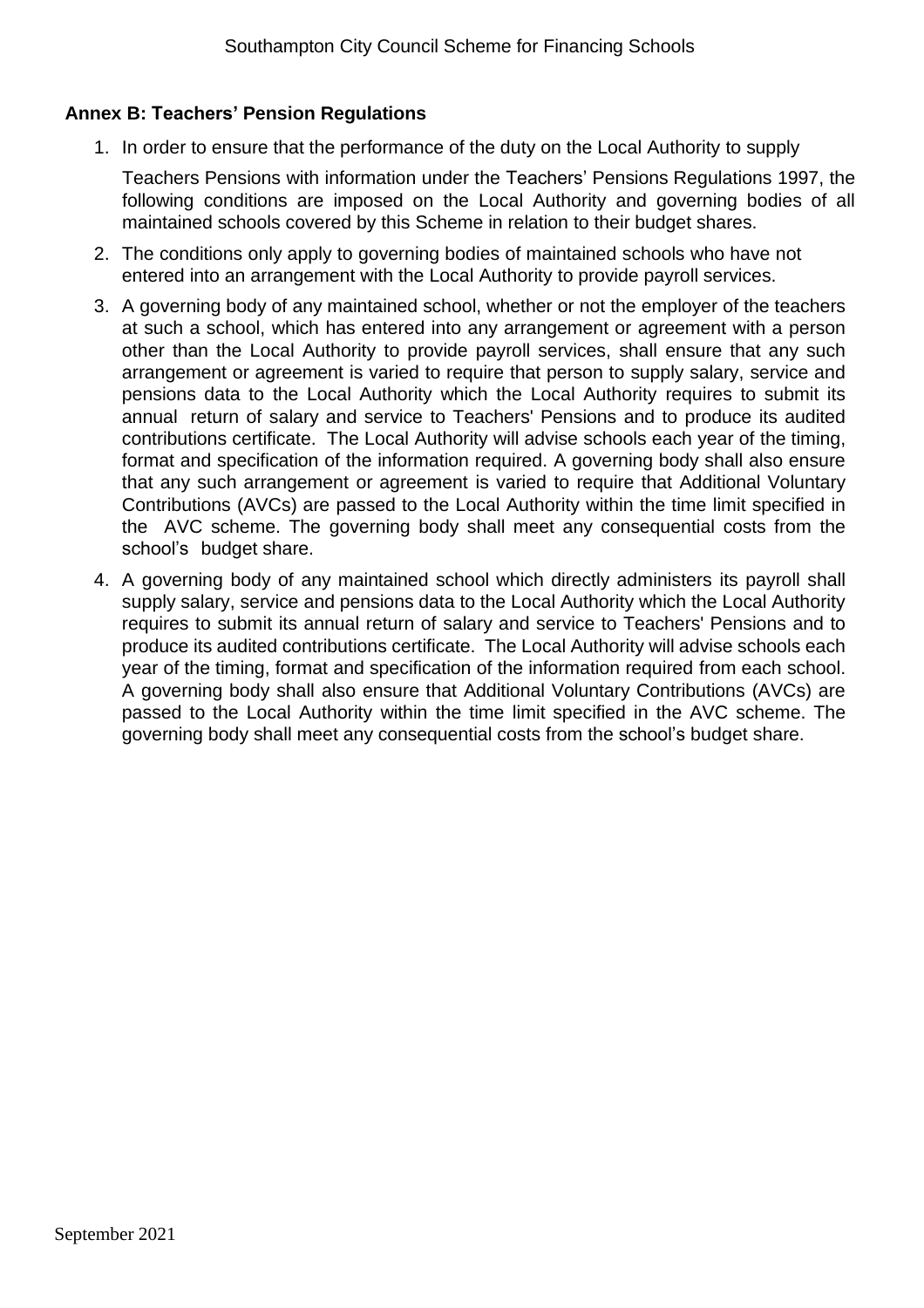## Annex B: Teachers' Pension Regulations

1. In order to ensure that the performance of the duty on the Local Authority to supply Teachers Pensions with information under the Teachers' Pensions Regulations 1997, the following conditions are imposed on the Local Authority and governing bodies of all maintained schools covered by this Scheme in relation to their budget shares.
2. The conditions only apply to governing bodies of maintained schools who have not entered into an arrangement with the Local Authority to provide payroll services.
3. A governing body of any maintained school, whether or not the employer of the teachers at such a school, which has entered into any arrangement or agreement with a person other than the Local Authority to provide payroll services, shall ensure that any such arrangement or agreement is varied to require that person to supply salary, service and pensions data to the Local Authority which the Local Authority requires to submit its annual return of salary and service to Teachers' Pensions and to produce its audited contributions certificate. The Local Authority will advise schools each year of the timing, format and specification of the information required. A governing body shall also ensure that any such arrangement or agreement is varied to require that Additional Voluntary Contributions (AVCs) are passed to the Local Authority within the time limit specified in the AVC scheme. The governing body shall meet any consequential costs from the school's budget share.
4. A governing body of any maintained school which directly administers its payroll shall supply salary, service and pensions data to the Local Authority which the Local Authority requires to submit its annual return of salary and service to Teachers' Pensions and to produce its audited contributions certificate. The Local Authority will advise schools each year of the timing, format and specification of the information required from each school. A governing body shall also ensure that Additional Voluntary Contributions (AVCs) are passed to the Local Authority within the time limit specified in the AVC scheme. The governing body shall meet any consequential costs from the school's budget share.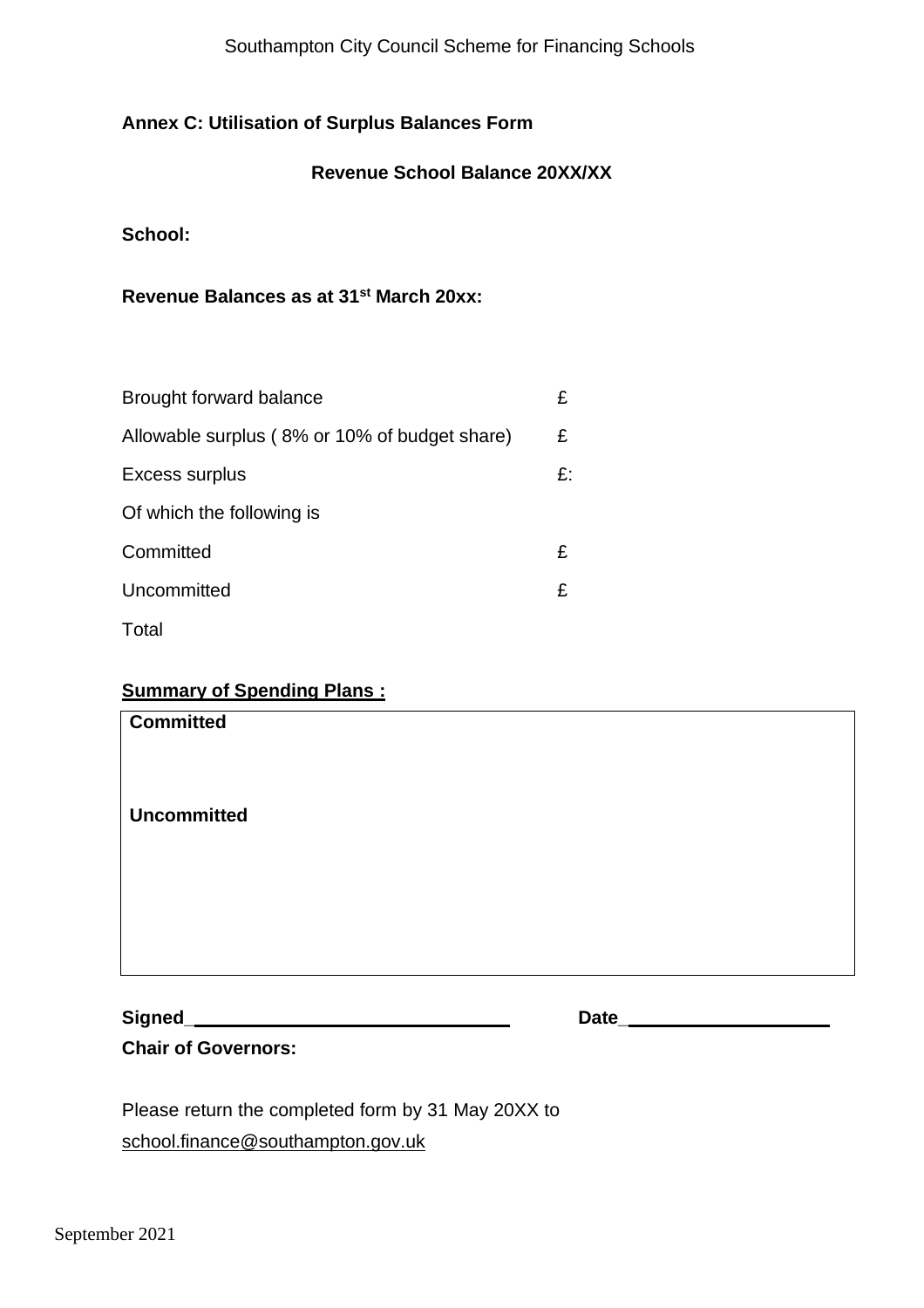**Annex C: Utilisation of Surplus Balances Form**

**Revenue School Balance 20XX/XX**

**School:**

**Revenue Balances as at 31st March 20xx:**

| | |
|---|---|
| Brought forward balance | £ |
| Allowable surplus ( 8% or 10% of budget share) | £ |
| Excess surplus | £: |
| Of which the following is | |
| Committed | £ |
| Uncommitted | £ |
| Total | |

**Summary of Spending Plans :**

| |
|---|
| **Committed**<br><br><br>**Uncommitted**<br><br><br><br> |

**Signed\_\_\_\_\_\_\_\_\_\_\_\_\_\_\_\_\_\_\_\_\_\_\_\_\_\_\_\_\_\_\_\_** **Date\_\_\_\_\_\_\_\_\_\_\_\_\_\_\_\_\_\_\_\_**

**Chair of Governors:**

Please return the completed form by 31 May 20XX to
school.finance@southampton.gov.uk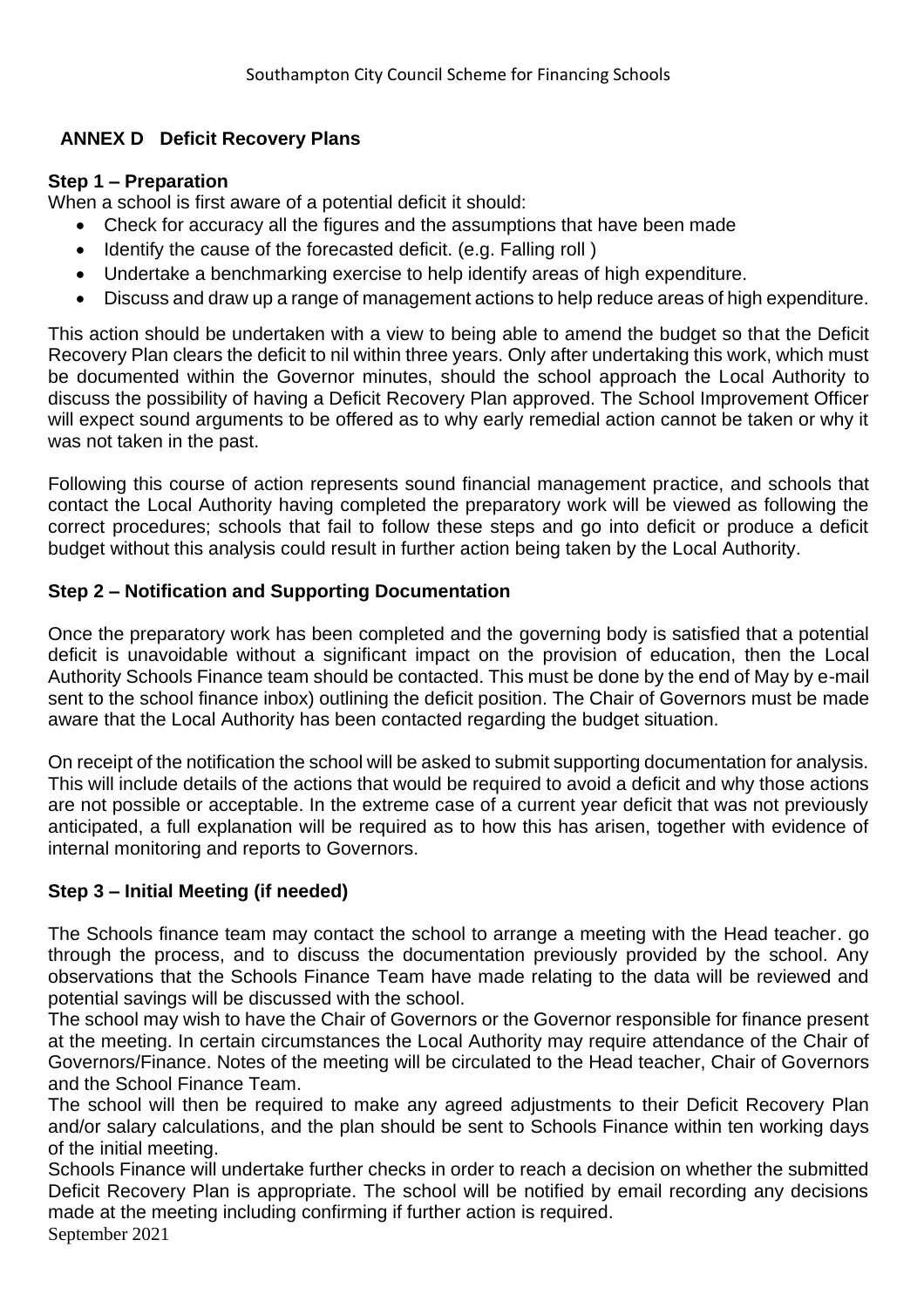## ANNEX D Deficit Recovery Plans

### Step 1 – Preparation

When a school is first aware of a potential deficit it should:

- Check for accuracy all the figures and the assumptions that have been made
- Identify the cause of the forecasted deficit. (e.g. Falling roll )
- Undertake a benchmarking exercise to help identify areas of high expenditure.
- Discuss and draw up a range of management actions to help reduce areas of high expenditure.

This action should be undertaken with a view to being able to amend the budget so that the Deficit Recovery Plan clears the deficit to nil within three years. Only after undertaking this work, which must be documented within the Governor minutes, should the school approach the Local Authority to discuss the possibility of having a Deficit Recovery Plan approved. The School Improvement Officer will expect sound arguments to be offered as to why early remedial action cannot be taken or why it was not taken in the past.

Following this course of action represents sound financial management practice, and schools that contact the Local Authority having completed the preparatory work will be viewed as following the correct procedures; schools that fail to follow these steps and go into deficit or produce a deficit budget without this analysis could result in further action being taken by the Local Authority.

### Step 2 – Notification and Supporting Documentation

Once the preparatory work has been completed and the governing body is satisfied that a potential deficit is unavoidable without a significant impact on the provision of education, then the Local Authority Schools Finance team should be contacted. This must be done by the end of May by e-mail sent to the school finance inbox) outlining the deficit position. The Chair of Governors must be made aware that the Local Authority has been contacted regarding the budget situation.

On receipt of the notification the school will be asked to submit supporting documentation for analysis. This will include details of the actions that would be required to avoid a deficit and why those actions are not possible or acceptable. In the extreme case of a current year deficit that was not previously anticipated, a full explanation will be required as to how this has arisen, together with evidence of internal monitoring and reports to Governors.

### Step 3 – Initial Meeting (if needed)

The Schools finance team may contact the school to arrange a meeting with the Head teacher. go through the process, and to discuss the documentation previously provided by the school. Any observations that the Schools Finance Team have made relating to the data will be reviewed and potential savings will be discussed with the school.

The school may wish to have the Chair of Governors or the Governor responsible for finance present at the meeting. In certain circumstances the Local Authority may require attendance of the Chair of Governors/Finance. Notes of the meeting will be circulated to the Head teacher, Chair of Governors and the School Finance Team.

The school will then be required to make any agreed adjustments to their Deficit Recovery Plan and/or salary calculations, and the plan should be sent to Schools Finance within ten working days of the initial meeting.

Schools Finance will undertake further checks in order to reach a decision on whether the submitted Deficit Recovery Plan is appropriate. The school will be notified by email recording any decisions made at the meeting including confirming if further action is required.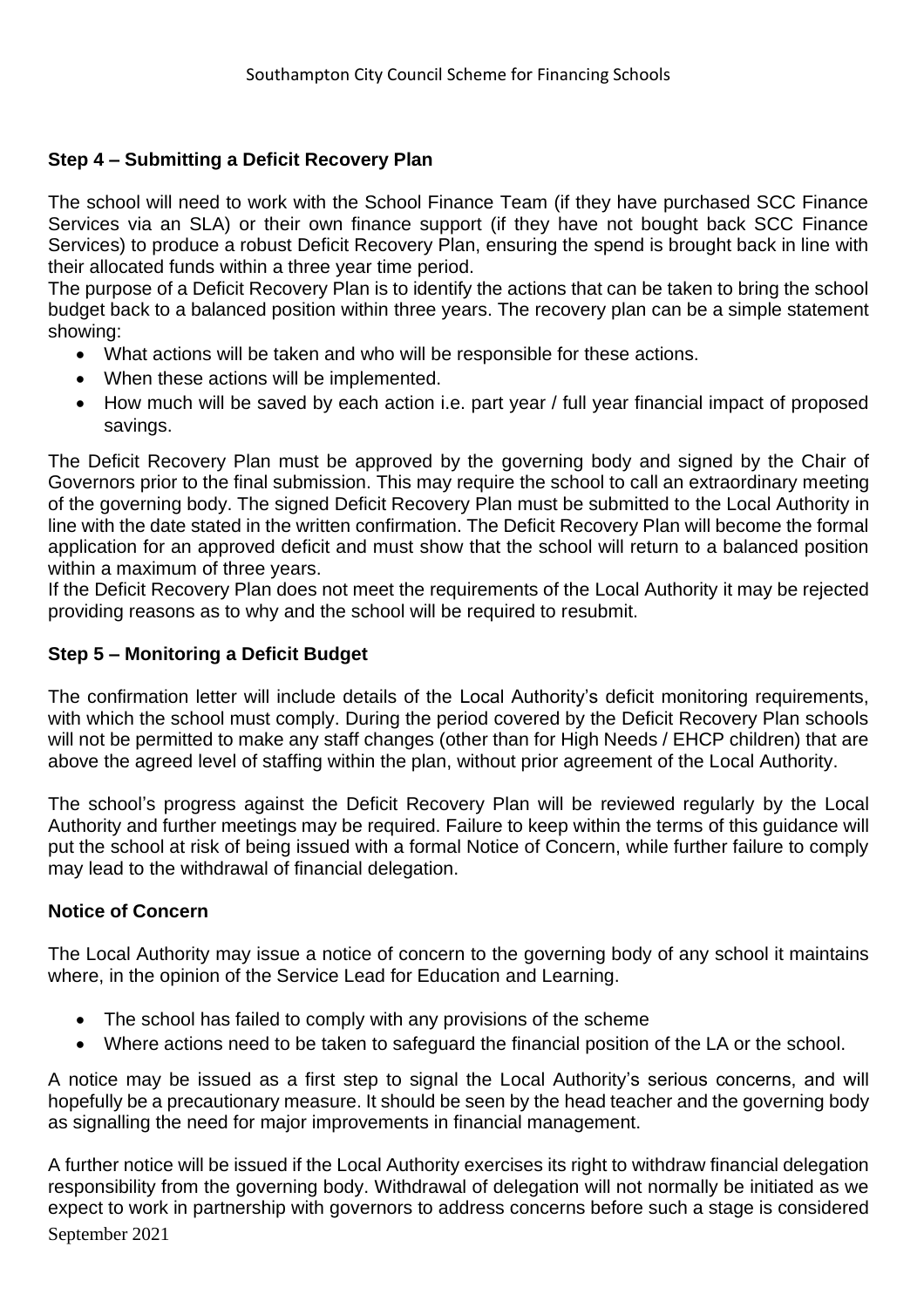### Step 4 – Submitting a Deficit Recovery Plan

The school will need to work with the School Finance Team (if they have purchased SCC Finance Services via an SLA) or their own finance support (if they have not bought back SCC Finance Services) to produce a robust Deficit Recovery Plan, ensuring the spend is brought back in line with their allocated funds within a three year time period.

The purpose of a Deficit Recovery Plan is to identify the actions that can be taken to bring the school budget back to a balanced position within three years. The recovery plan can be a simple statement showing:

- What actions will be taken and who will be responsible for these actions.
- When these actions will be implemented.
- How much will be saved by each action i.e. part year / full year financial impact of proposed savings.

The Deficit Recovery Plan must be approved by the governing body and signed by the Chair of Governors prior to the final submission. This may require the school to call an extraordinary meeting of the governing body. The signed Deficit Recovery Plan must be submitted to the Local Authority in line with the date stated in the written confirmation. The Deficit Recovery Plan will become the formal application for an approved deficit and must show that the school will return to a balanced position within a maximum of three years.

If the Deficit Recovery Plan does not meet the requirements of the Local Authority it may be rejected providing reasons as to why and the school will be required to resubmit.

### Step 5 – Monitoring a Deficit Budget

The confirmation letter will include details of the Local Authority's deficit monitoring requirements, with which the school must comply. During the period covered by the Deficit Recovery Plan schools will not be permitted to make any staff changes (other than for High Needs / EHCP children) that are above the agreed level of staffing within the plan, without prior agreement of the Local Authority.

The school's progress against the Deficit Recovery Plan will be reviewed regularly by the Local Authority and further meetings may be required. Failure to keep within the terms of this guidance will put the school at risk of being issued with a formal Notice of Concern, while further failure to comply may lead to the withdrawal of financial delegation.

### Notice of Concern

The Local Authority may issue a notice of concern to the governing body of any school it maintains where, in the opinion of the Service Lead for Education and Learning.

- The school has failed to comply with any provisions of the scheme
- Where actions need to be taken to safeguard the financial position of the LA or the school.

A notice may be issued as a first step to signal the Local Authority's serious concerns, and will hopefully be a precautionary measure. It should be seen by the head teacher and the governing body as signalling the need for major improvements in financial management.

A further notice will be issued if the Local Authority exercises its right to withdraw financial delegation responsibility from the governing body. Withdrawal of delegation will not normally be initiated as we expect to work in partnership with governors to address concerns before such a stage is considered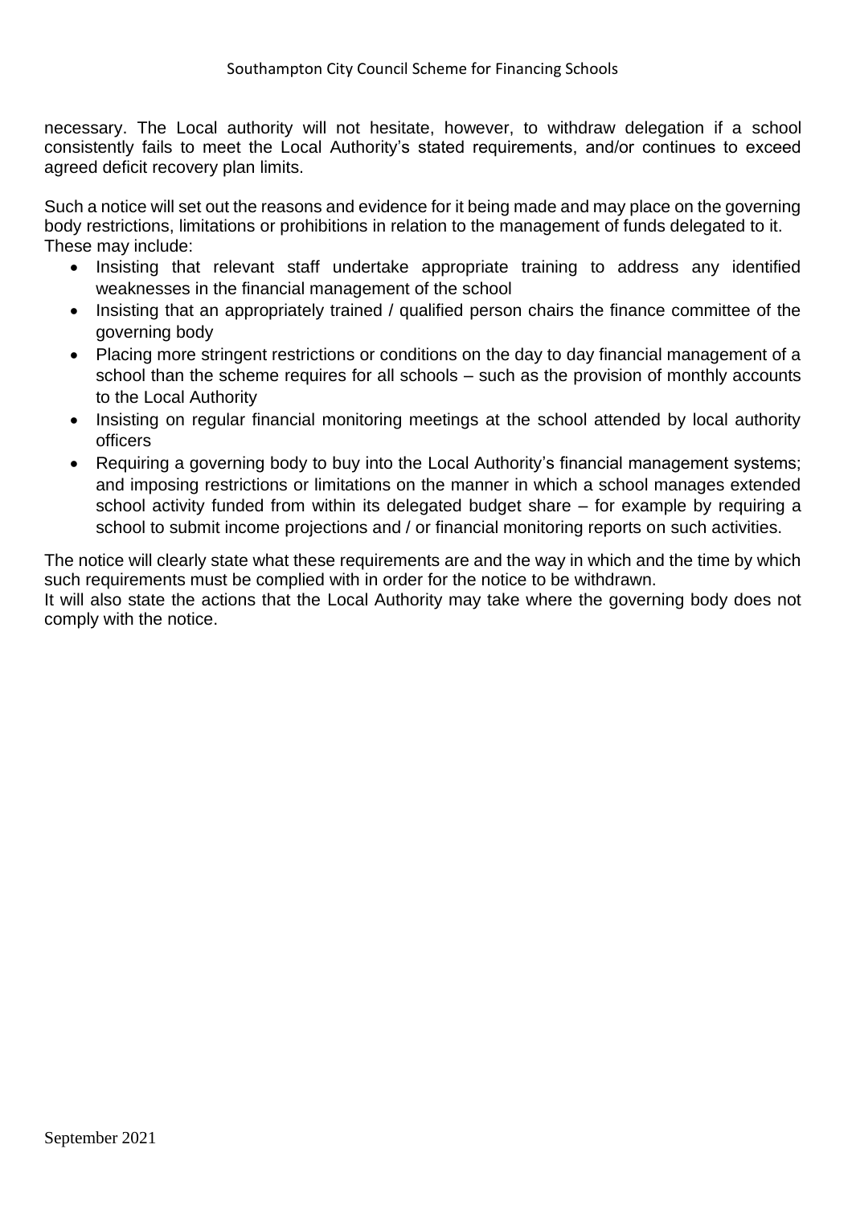necessary. The Local authority will not hesitate, however, to withdraw delegation if a school consistently fails to meet the Local Authority's stated requirements, and/or continues to exceed agreed deficit recovery plan limits.

Such a notice will set out the reasons and evidence for it being made and may place on the governing body restrictions, limitations or prohibitions in relation to the management of funds delegated to it. These may include:

- Insisting that relevant staff undertake appropriate training to address any identified weaknesses in the financial management of the school
- Insisting that an appropriately trained / qualified person chairs the finance committee of the governing body
- Placing more stringent restrictions or conditions on the day to day financial management of a school than the scheme requires for all schools – such as the provision of monthly accounts to the Local Authority
- Insisting on regular financial monitoring meetings at the school attended by local authority officers
- Requiring a governing body to buy into the Local Authority's financial management systems; and imposing restrictions or limitations on the manner in which a school manages extended school activity funded from within its delegated budget share – for example by requiring a school to submit income projections and / or financial monitoring reports on such activities.

The notice will clearly state what these requirements are and the way in which and the time by which such requirements must be complied with in order for the notice to be withdrawn.
It will also state the actions that the Local Authority may take where the governing body does not comply with the notice.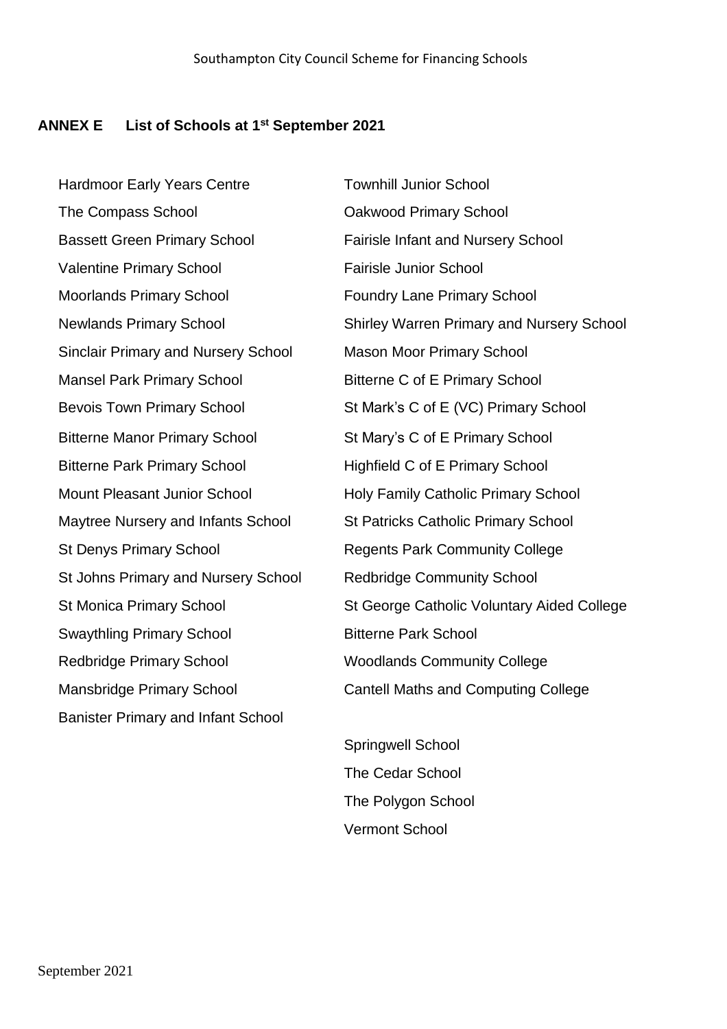## ANNEX E List of Schools at 1st September 2021

Hardmoor Early Years Centre
The Compass School
Bassett Green Primary School
Valentine Primary School
Moorlands Primary School
Newlands Primary School
Sinclair Primary and Nursery School
Mansel Park Primary School
Bevois Town Primary School
Bitterne Manor Primary School
Bitterne Park Primary School
Mount Pleasant Junior School
Maytree Nursery and Infants School
St Denys Primary School
St Johns Primary and Nursery School
St Monica Primary School
Swaythling Primary School
Redbridge Primary School
Mansbridge Primary School
Banister Primary and Infant School

Townhill Junior School
Oakwood Primary School
Fairisle Infant and Nursery School
Fairisle Junior School
Foundry Lane Primary School
Shirley Warren Primary and Nursery School
Mason Moor Primary School
Bitterne C of E Primary School
St Mark's C of E (VC) Primary School
St Mary's C of E Primary School
Highfield C of E Primary School
Holy Family Catholic Primary School
St Patricks Catholic Primary School
Regents Park Community College
Redbridge Community School
St George Catholic Voluntary Aided College
Bitterne Park School
Woodlands Community College
Cantell Maths and Computing College

Springwell School
The Cedar School
The Polygon School
Vermont School